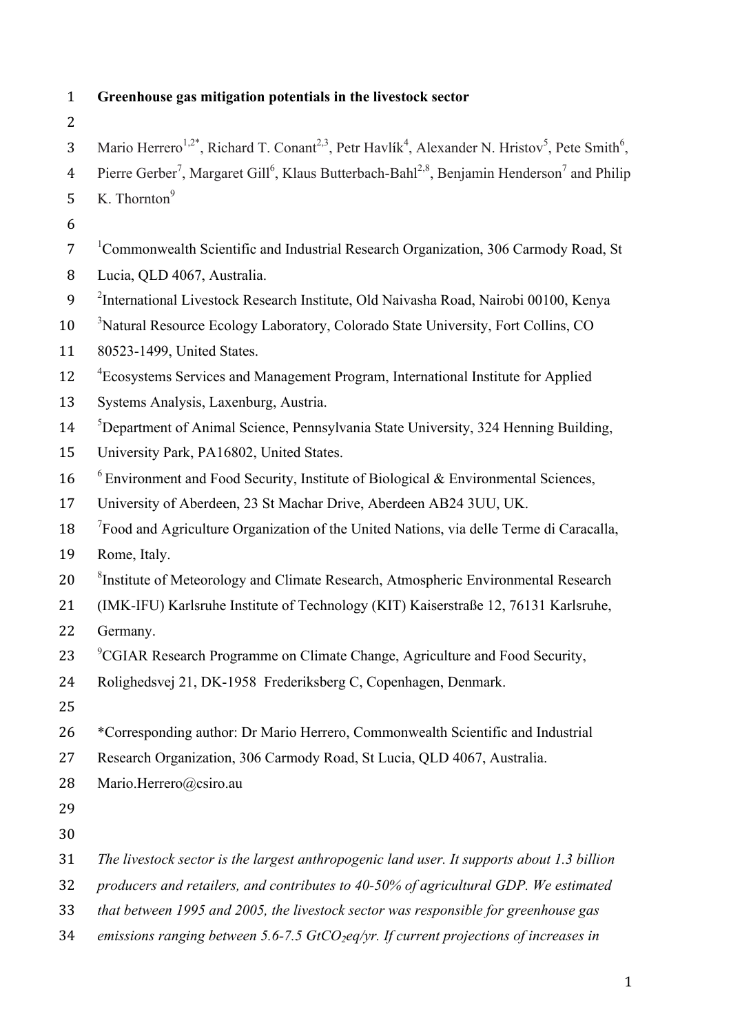# Greenhouse gas mitigation potentials in the livestock sector

Mario Herrero[1,2*], Richard T. Conant[2,3], Petr Havlík[4], Alexander N. Hristov[5], Pete Smith[6], Pierre Gerber[7], Margaret Gill[6], Klaus Butterbach-Bahl[2,8], Benjamin Henderson[7] and Philip K. Thornton[9]

[1]Commonwealth Scientific and Industrial Research Organization, 306 Carmody Road, St Lucia, QLD 4067, Australia.

[2]International Livestock Research Institute, Old Naivasha Road, Nairobi 00100, Kenya

[3]Natural Resource Ecology Laboratory, Colorado State University, Fort Collins, CO 80523-1499, United States.

[4]Ecosystems Services and Management Program, International Institute for Applied Systems Analysis, Laxenburg, Austria.

[5]Department of Animal Science, Pennsylvania State University, 324 Henning Building, University Park, PA16802, United States.

[6] Environment and Food Security, Institute of Biological & Environmental Sciences, University of Aberdeen, 23 St Machar Drive, Aberdeen AB24 3UU, UK.

[7]Food and Agriculture Organization of the United Nations, via delle Terme di Caracalla, Rome, Italy.

[8]Institute of Meteorology and Climate Research, Atmospheric Environmental Research (IMK-IFU) Karlsruhe Institute of Technology (KIT) Kaiserstraße 12, 76131 Karlsruhe, Germany.

[9]CGIAR Research Programme on Climate Change, Agriculture and Food Security, Rolighedsvej 21, DK-1958 Frederiksberg C, Copenhagen, Denmark.

*Corresponding author: Dr Mario Herrero, Commonwealth Scientific and Industrial Research Organization, 306 Carmody Road, St Lucia, QLD 4067, Australia. Mario.Herrero@csiro.au

*The livestock sector is the largest anthropogenic land user. It supports about 1.3 billion producers and retailers, and contributes to 40-50% of agricultural GDP. We estimated that between 1995 and 2005, the livestock sector was responsible for greenhouse gas emissions ranging between 5.6-7.5 Gt$CO_2$eq/yr. If current projections of increases in*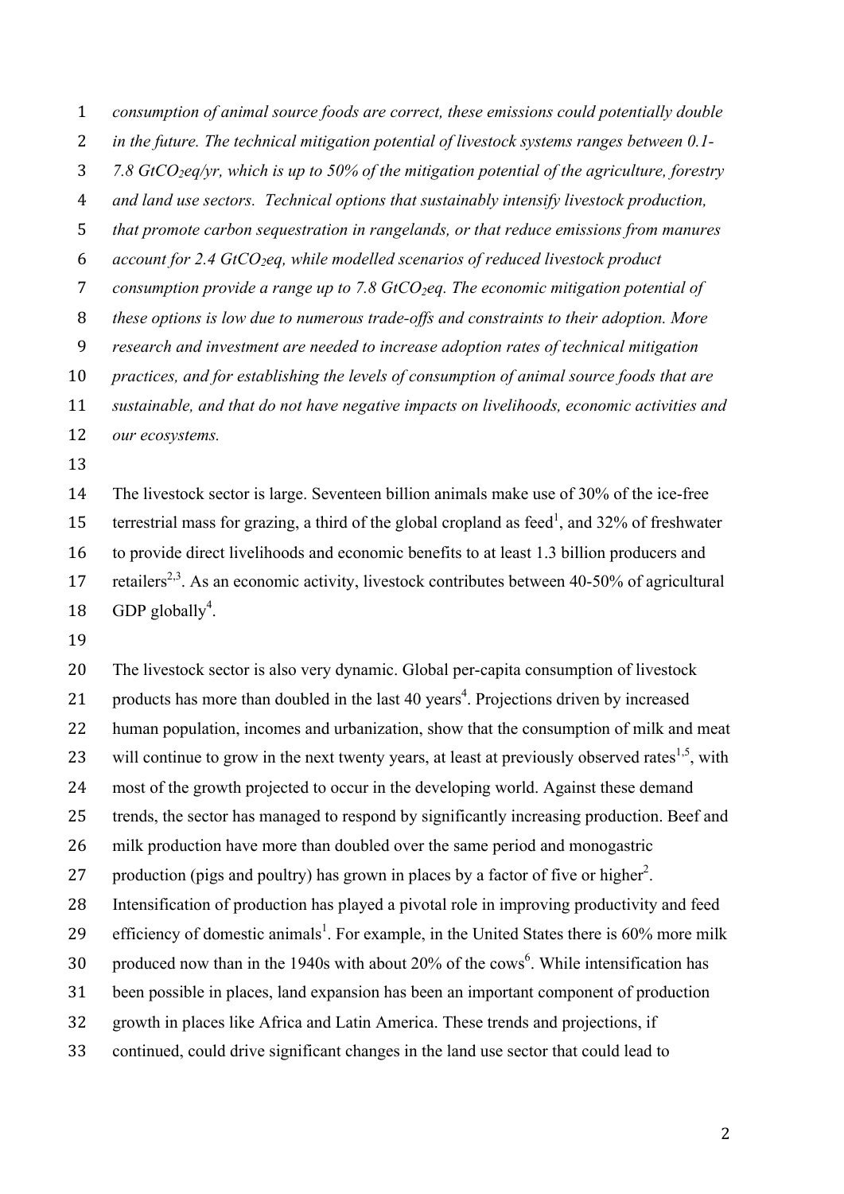*consumption of animal source foods are correct, these emissions could potentially double in the future. The technical mitigation potential of livestock systems ranges between 0.1-7.8 $GtCO_2eq/yr$, which is up to 50% of the mitigation potential of the agriculture, forestry and land use sectors. Technical options that sustainably intensify livestock production, that promote carbon sequestration in rangelands, or that reduce emissions from manures account for 2.4 $GtCO_2eq$, while modelled scenarios of reduced livestock product consumption provide a range up to 7.8 $GtCO_2eq$. The economic mitigation potential of these options is low due to numerous trade-offs and constraints to their adoption. More research and investment are needed to increase adoption rates of technical mitigation practices, and for establishing the levels of consumption of animal source foods that are sustainable, and that do not have negative impacts on livelihoods, economic activities and our ecosystems.*

The livestock sector is large. Seventeen billion animals make use of 30% of the ice-free terrestrial mass for grazing, a third of the global cropland as feed[1], and 32% of freshwater to provide direct livelihoods and economic benefits to at least 1.3 billion producers and retailers[2,3]. As an economic activity, livestock contributes between 40-50% of agricultural GDP globally[4].

The livestock sector is also very dynamic. Global per-capita consumption of livestock products has more than doubled in the last 40 years[4]. Projections driven by increased human population, incomes and urbanization, show that the consumption of milk and meat will continue to grow in the next twenty years, at least at previously observed rates[1,5], with most of the growth projected to occur in the developing world. Against these demand trends, the sector has managed to respond by significantly increasing production. Beef and milk production have more than doubled over the same period and monogastric production (pigs and poultry) has grown in places by a factor of five or higher[2]. Intensification of production has played a pivotal role in improving productivity and feed efficiency of domestic animals[1]. For example, in the United States there is 60% more milk produced now than in the 1940s with about 20% of the cows[6]. While intensification has been possible in places, land expansion has been an important component of production growth in places like Africa and Latin America. These trends and projections, if continued, could drive significant changes in the land use sector that could lead to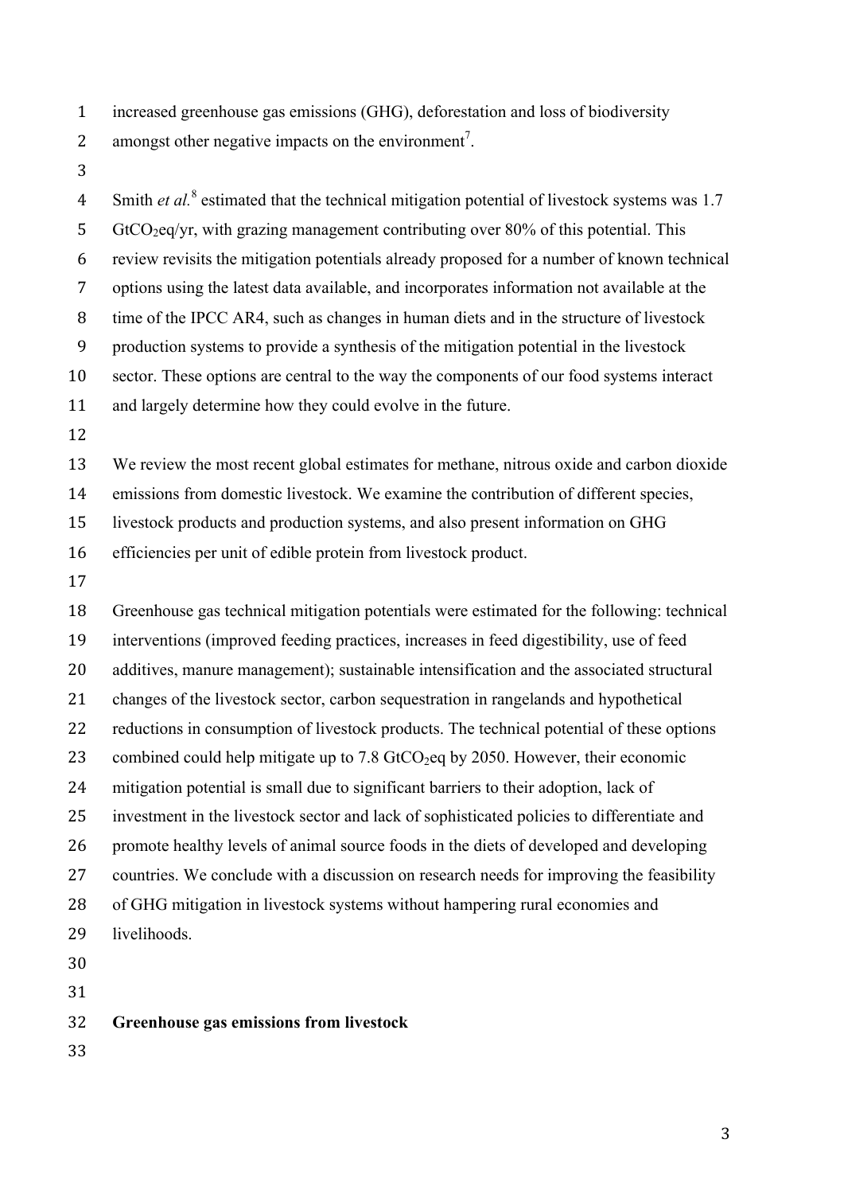increased greenhouse gas emissions (GHG), deforestation and loss of biodiversity amongst other negative impacts on the environment[7].

Smith *et al.*[8] estimated that the technical mitigation potential of livestock systems was 1.7 $GtCO_2eq$/yr, with grazing management contributing over 80% of this potential. This review revisits the mitigation potentials already proposed for a number of known technical options using the latest data available, and incorporates information not available at the time of the IPCC AR4, such as changes in human diets and in the structure of livestock production systems to provide a synthesis of the mitigation potential in the livestock sector. These options are central to the way the components of our food systems interact and largely determine how they could evolve in the future.

We review the most recent global estimates for methane, nitrous oxide and carbon dioxide emissions from domestic livestock. We examine the contribution of different species, livestock products and production systems, and also present information on GHG efficiencies per unit of edible protein from livestock product.

Greenhouse gas technical mitigation potentials were estimated for the following: technical interventions (improved feeding practices, increases in feed digestibility, use of feed additives, manure management); sustainable intensification and the associated structural changes of the livestock sector, carbon sequestration in rangelands and hypothetical reductions in consumption of livestock products. The technical potential of these options combined could help mitigate up to 7.8 $GtCO_2eq$ by 2050. However, their economic mitigation potential is small due to significant barriers to their adoption, lack of investment in the livestock sector and lack of sophisticated policies to differentiate and promote healthy levels of animal source foods in the diets of developed and developing countries. We conclude with a discussion on research needs for improving the feasibility of GHG mitigation in livestock systems without hampering rural economies and livelihoods.

## Greenhouse gas emissions from livestock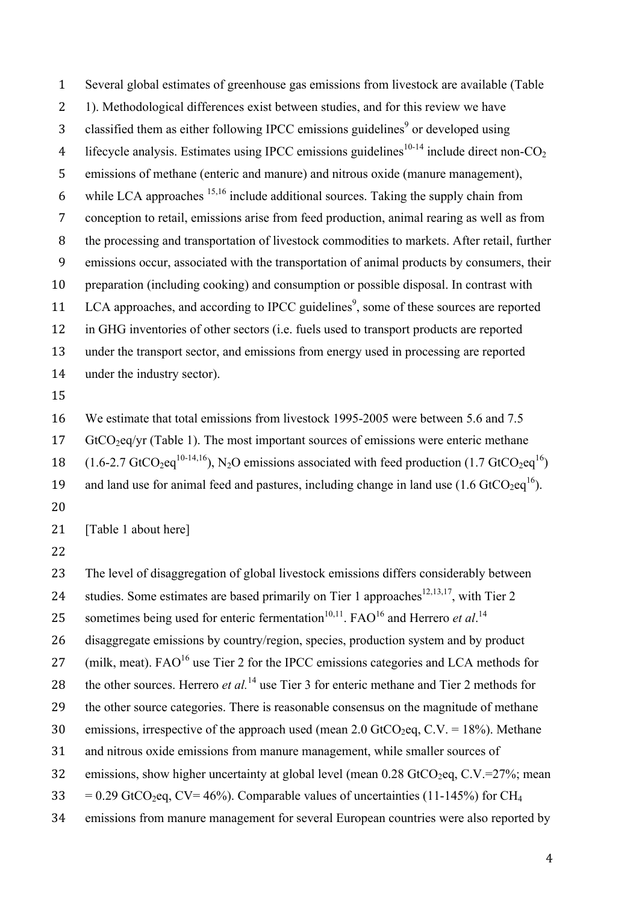Several global estimates of greenhouse gas emissions from livestock are available (Table 1). Methodological differences exist between studies, and for this review we have classified them as either following IPCC emissions guidelines[9] or developed using lifecycle analysis. Estimates using IPCC emissions guidelines[10-14] include direct non-$CO_2$ emissions of methane (enteric and manure) and nitrous oxide (manure management), while LCA approaches [15,16] include additional sources. Taking the supply chain from conception to retail, emissions arise from feed production, animal rearing as well as from the processing and transportation of livestock commodities to markets. After retail, further emissions occur, associated with the transportation of animal products by consumers, their preparation (including cooking) and consumption or possible disposal. In contrast with LCA approaches, and according to IPCC guidelines[9], some of these sources are reported in GHG inventories of other sectors (i.e. fuels used to transport products are reported under the transport sector, and emissions from energy used in processing are reported under the industry sector).

We estimate that total emissions from livestock 1995-2005 were between 5.6 and 7.5 $GtCO_2eq/yr$ (Table 1). The most important sources of emissions were enteric methane (1.6-2.7 $GtCO_2eq$[10-14,16]), $N_2O$ emissions associated with feed production (1.7 $GtCO_2eq$[16]) and land use for animal feed and pastures, including change in land use (1.6 $GtCO_2eq$[16]).

[Table 1 about here]

The level of disaggregation of global livestock emissions differs considerably between studies. Some estimates are based primarily on Tier 1 approaches[12,13,17], with Tier 2 sometimes being used for enteric fermentation[10,11]. FAO[16] and Herrero *et al*.[14] disaggregate emissions by country/region, species, production system and by product (milk, meat). FAO[16] use Tier 2 for the IPCC emissions categories and LCA methods for the other sources. Herrero *et al.*[14] use Tier 3 for enteric methane and Tier 2 methods for the other source categories. There is reasonable consensus on the magnitude of methane emissions, irrespective of the approach used (mean 2.0 $GtCO_2eq$, C.V. = 18%). Methane and nitrous oxide emissions from manure management, while smaller sources of emissions, show higher uncertainty at global level (mean 0.28 $GtCO_2eq$, C.V.=27%; mean = 0.29 $GtCO_2eq$, CV= 46%). Comparable values of uncertainties (11-145%) for $CH_4$ emissions from manure management for several European countries were also reported by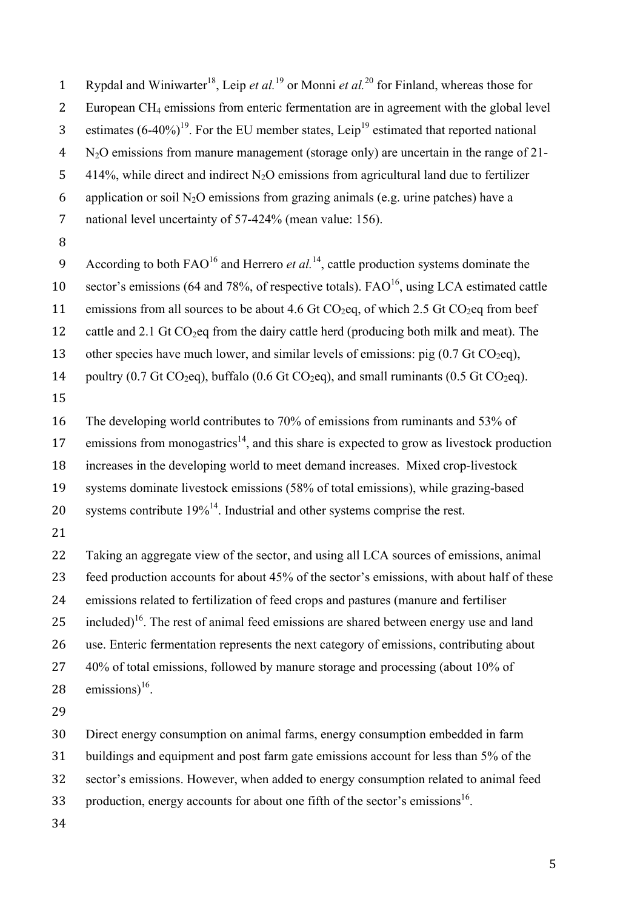Rypdal and Winiwarter[18], Leip *et al.*[19] or Monni *et al.*[20] for Finland, whereas those for European $CH_4$ emissions from enteric fermentation are in agreement with the global level estimates (6-40%)[19]. For the EU member states, Leip[19] estimated that reported national $N_2O$ emissions from manure management (storage only) are uncertain in the range of 21-414%, while direct and indirect $N_2O$ emissions from agricultural land due to fertilizer application or soil $N_2O$ emissions from grazing animals (e.g. urine patches) have a national level uncertainty of 57-424% (mean value: 156).

According to both FAO[16] and Herrero *et al.*[14], cattle production systems dominate the sector's emissions (64 and 78%, of respective totals). FAO[16], using LCA estimated cattle emissions from all sources to be about 4.6 Gt $CO_2$eq, of which 2.5 Gt $CO_2$eq from beef cattle and 2.1 Gt $CO_2$eq from the dairy cattle herd (producing both milk and meat). The other species have much lower, and similar levels of emissions: pig (0.7 Gt $CO_2$eq), poultry (0.7 Gt $CO_2$eq), buffalo (0.6 Gt $CO_2$eq), and small ruminants (0.5 Gt $CO_2$eq).

The developing world contributes to 70% of emissions from ruminants and 53% of emissions from monogastrics[14], and this share is expected to grow as livestock production increases in the developing world to meet demand increases. Mixed crop-livestock systems dominate livestock emissions (58% of total emissions), while grazing-based systems contribute 19%[14]. Industrial and other systems comprise the rest.

Taking an aggregate view of the sector, and using all LCA sources of emissions, animal feed production accounts for about 45% of the sector's emissions, with about half of these emissions related to fertilization of feed crops and pastures (manure and fertiliser included)[16]. The rest of animal feed emissions are shared between energy use and land use. Enteric fermentation represents the next category of emissions, contributing about 40% of total emissions, followed by manure storage and processing (about 10% of emissions)[16].

Direct energy consumption on animal farms, energy consumption embedded in farm buildings and equipment and post farm gate emissions account for less than 5% of the sector's emissions. However, when added to energy consumption related to animal feed production, energy accounts for about one fifth of the sector's emissions[16].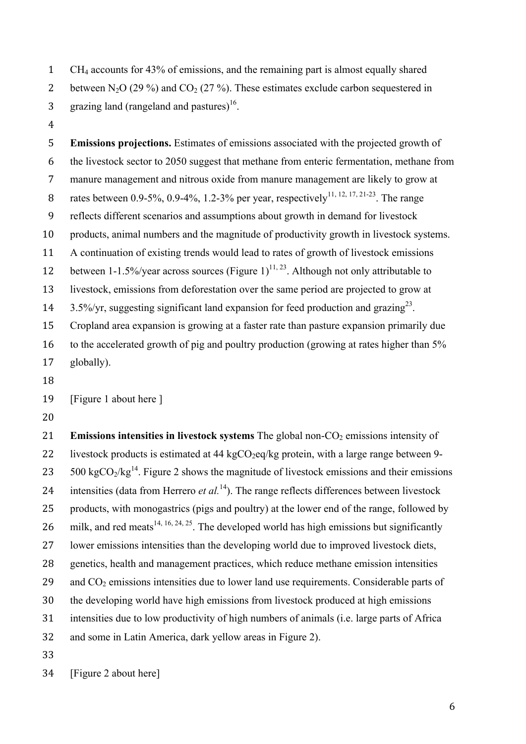$CH_4$ accounts for 43% of emissions, and the remaining part is almost equally shared between $N_2O$ (29 %) and $CO_2$ (27 %). These estimates exclude carbon sequestered in grazing land (rangeland and pastures)[16].

**Emissions projections.** Estimates of emissions associated with the projected growth of the livestock sector to 2050 suggest that methane from enteric fermentation, methane from manure management and nitrous oxide from manure management are likely to grow at rates between 0.9-5%, 0.9-4%, 1.2-3% per year, respectively[11, 12, 17, 21-23]. The range reflects different scenarios and assumptions about growth in demand for livestock products, animal numbers and the magnitude of productivity growth in livestock systems. A continuation of existing trends would lead to rates of growth of livestock emissions between 1-1.5%/year across sources (Figure 1)[11, 23]. Although not only attributable to livestock, emissions from deforestation over the same period are projected to grow at 3.5%/yr, suggesting significant land expansion for feed production and grazing[23]. Cropland area expansion is growing at a faster rate than pasture expansion primarily due to the accelerated growth of pig and poultry production (growing at rates higher than 5% globally).

[Figure 1 about here ]

**Emissions intensities in livestock systems** The global non-$CO_2$ emissions intensity of livestock products is estimated at 44 $kgCO_2eq/kg$ protein, with a large range between 9-500 $kgCO_2/kg$[14]. Figure 2 shows the magnitude of livestock emissions and their emissions intensities (data from Herrero *et al.*[14]). The range reflects differences between livestock products, with monogastrics (pigs and poultry) at the lower end of the range, followed by milk, and red meats[14, 16, 24, 25]. The developed world has high emissions but significantly lower emissions intensities than the developing world due to improved livestock diets, genetics, health and management practices, which reduce methane emission intensities and $CO_2$ emissions intensities due to lower land use requirements. Considerable parts of the developing world have high emissions from livestock produced at high emissions intensities due to low productivity of high numbers of animals (i.e. large parts of Africa and some in Latin America, dark yellow areas in Figure 2).

[Figure 2 about here]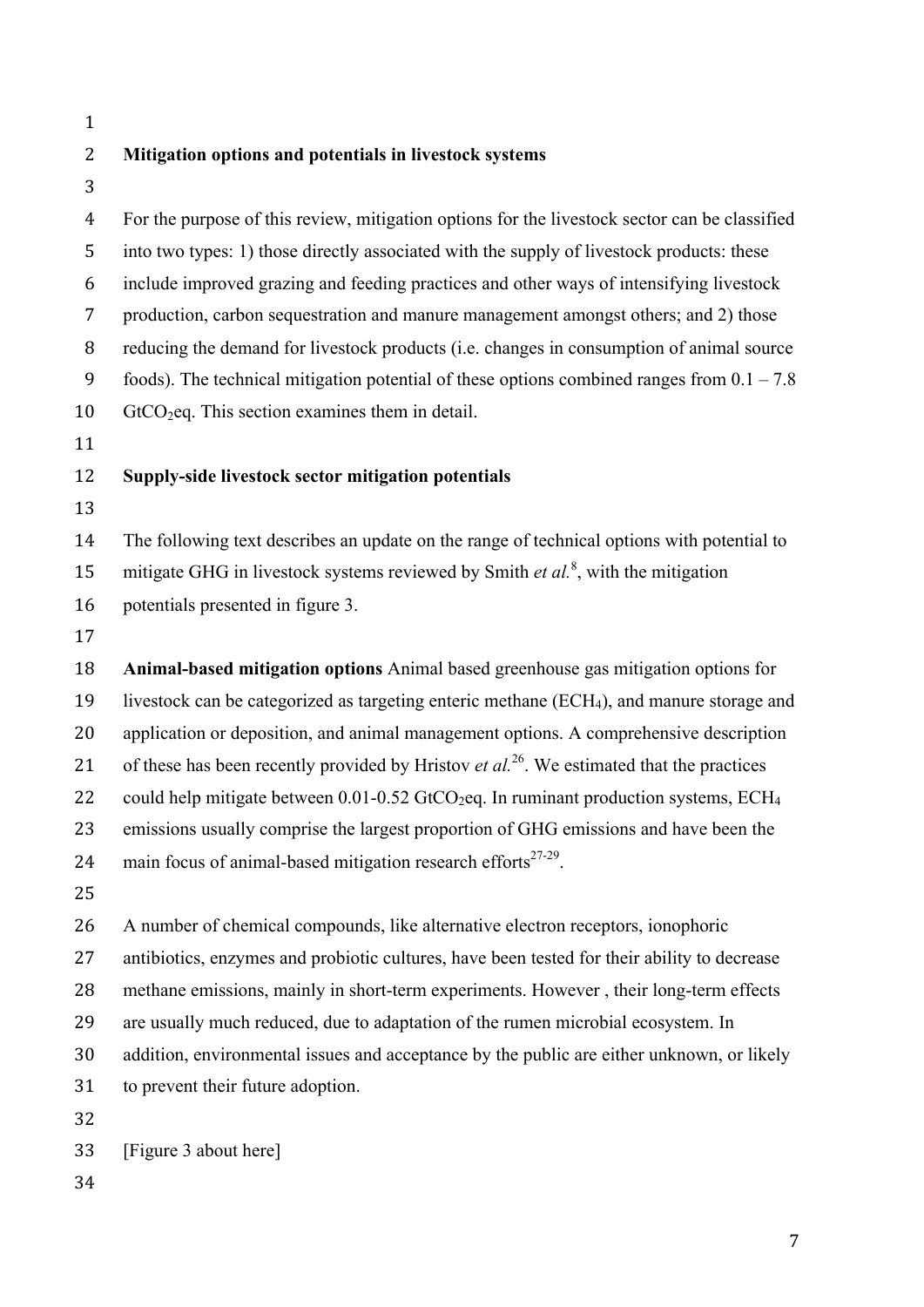## Mitigation options and potentials in livestock systems

For the purpose of this review, mitigation options for the livestock sector can be classified into two types: 1) those directly associated with the supply of livestock products: these include improved grazing and feeding practices and other ways of intensifying livestock production, carbon sequestration and manure management amongst others; and 2) those reducing the demand for livestock products (i.e. changes in consumption of animal source foods). The technical mitigation potential of these options combined ranges from 0.1 – 7.8 $GtCO_2$eq. This section examines them in detail.

### Supply-side livestock sector mitigation potentials

The following text describes an update on the range of technical options with potential to mitigate GHG in livestock systems reviewed by Smith *et al.*[8], with the mitigation potentials presented in figure 3.

**Animal-based mitigation options** Animal based greenhouse gas mitigation options for livestock can be categorized as targeting enteric methane ($ECH_4$), and manure storage and application or deposition, and animal management options. A comprehensive description of these has been recently provided by Hristov *et al.*[26]. We estimated that the practices could help mitigate between 0.01-0.52 $GtCO_2$eq. In ruminant production systems, $ECH_4$ emissions usually comprise the largest proportion of GHG emissions and have been the main focus of animal-based mitigation research efforts[27-29].

A number of chemical compounds, like alternative electron receptors, ionophoric antibiotics, enzymes and probiotic cultures, have been tested for their ability to decrease methane emissions, mainly in short-term experiments. However , their long-term effects are usually much reduced, due to adaptation of the rumen microbial ecosystem. In addition, environmental issues and acceptance by the public are either unknown, or likely to prevent their future adoption.

[Figure 3 about here]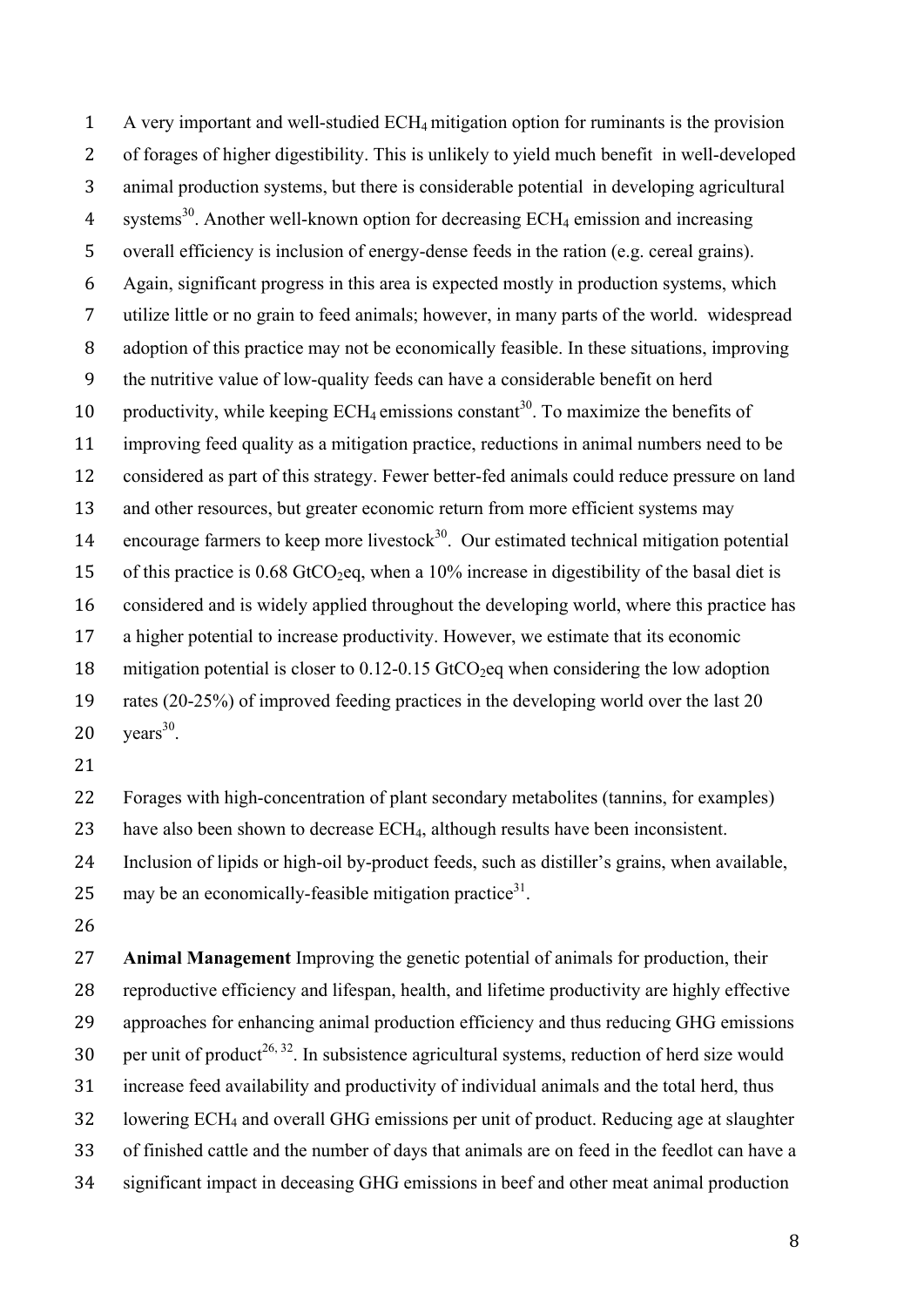A very important and well-studied $ECH_4$ mitigation option for ruminants is the provision of forages of higher digestibility. This is unlikely to yield much benefit in well-developed animal production systems, but there is considerable potential in developing agricultural systems[30]. Another well-known option for decreasing $ECH_4$ emission and increasing overall efficiency is inclusion of energy-dense feeds in the ration (e.g. cereal grains). Again, significant progress in this area is expected mostly in production systems, which utilize little or no grain to feed animals; however, in many parts of the world. widespread adoption of this practice may not be economically feasible. In these situations, improving the nutritive value of low-quality feeds can have a considerable benefit on herd productivity, while keeping $ECH_4$ emissions constant[30]. To maximize the benefits of improving feed quality as a mitigation practice, reductions in animal numbers need to be considered as part of this strategy. Fewer better-fed animals could reduce pressure on land and other resources, but greater economic return from more efficient systems may encourage farmers to keep more livestock[30]. Our estimated technical mitigation potential of this practice is 0.68 $GtCO_2eq$, when a 10% increase in digestibility of the basal diet is considered and is widely applied throughout the developing world, where this practice has a higher potential to increase productivity. However, we estimate that its economic mitigation potential is closer to 0.12-0.15 $GtCO_2eq$ when considering the low adoption rates (20-25%) of improved feeding practices in the developing world over the last 20 years[30].

Forages with high-concentration of plant secondary metabolites (tannins, for examples) have also been shown to decrease $ECH_4$, although results have been inconsistent. Inclusion of lipids or high-oil by-product feeds, such as distiller's grains, when available, may be an economically-feasible mitigation practice[31].

**Animal Management** Improving the genetic potential of animals for production, their reproductive efficiency and lifespan, health, and lifetime productivity are highly effective approaches for enhancing animal production efficiency and thus reducing GHG emissions per unit of product[26, 32]. In subsistence agricultural systems, reduction of herd size would increase feed availability and productivity of individual animals and the total herd, thus lowering $ECH_4$ and overall GHG emissions per unit of product. Reducing age at slaughter of finished cattle and the number of days that animals are on feed in the feedlot can have a significant impact in deceasing GHG emissions in beef and other meat animal production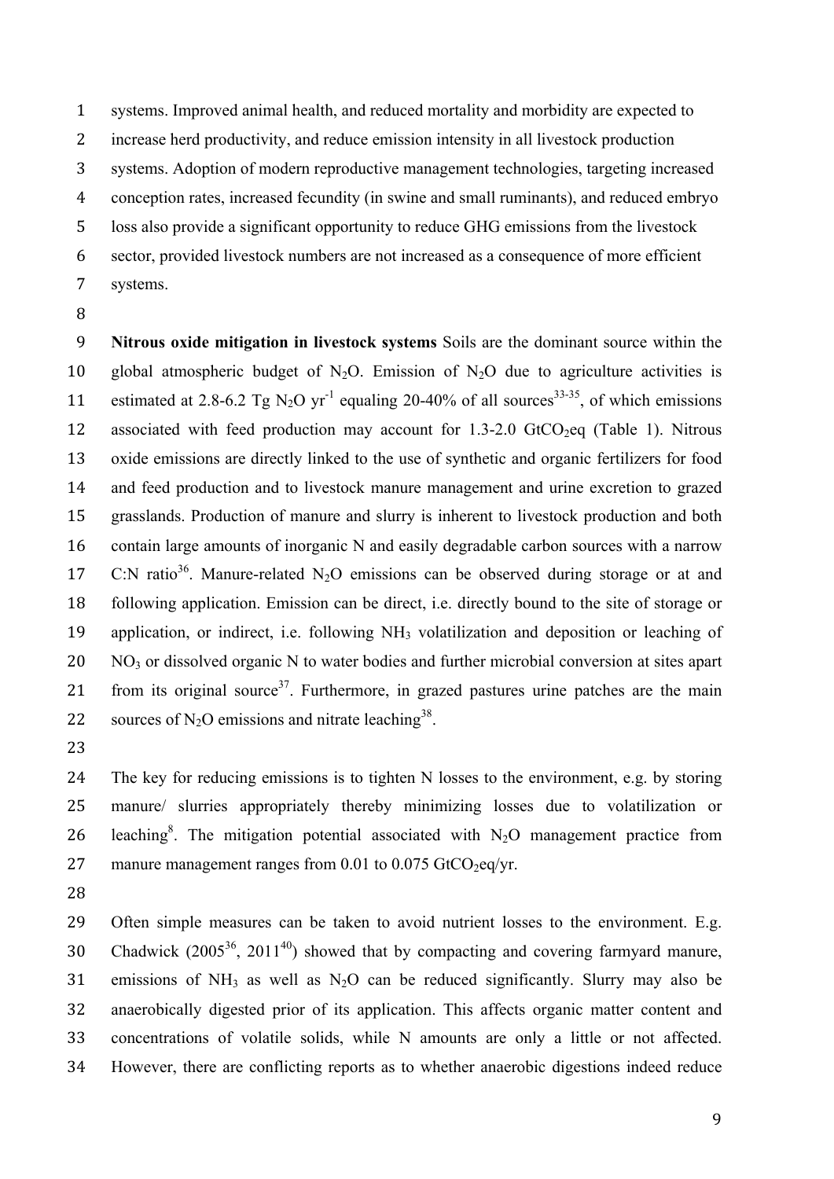systems. Improved animal health, and reduced mortality and morbidity are expected to increase herd productivity, and reduce emission intensity in all livestock production systems. Adoption of modern reproductive management technologies, targeting increased conception rates, increased fecundity (in swine and small ruminants), and reduced embryo loss also provide a significant opportunity to reduce GHG emissions from the livestock sector, provided livestock numbers are not increased as a consequence of more efficient systems.

**Nitrous oxide mitigation in livestock systems** Soils are the dominant source within the global atmospheric budget of $N_2O$. Emission of $N_2O$ due to agriculture activities is estimated at 2.8-6.2 Tg $N_2O$ $yr^{-1}$ equaling 20-40% of all sources[33-35], of which emissions associated with feed production may account for 1.3-2.0 $GtCO_2eq$ (Table 1). Nitrous oxide emissions are directly linked to the use of synthetic and organic fertilizers for food and feed production and to livestock manure management and urine excretion to grazed grasslands. Production of manure and slurry is inherent to livestock production and both contain large amounts of inorganic N and easily degradable carbon sources with a narrow C:N ratio[36]. Manure-related $N_2O$ emissions can be observed during storage or at and following application. Emission can be direct, i.e. directly bound to the site of storage or application, or indirect, i.e. following $NH_3$ volatilization and deposition or leaching of $NO_3$ or dissolved organic N to water bodies and further microbial conversion at sites apart from its original source[37]. Furthermore, in grazed pastures urine patches are the main sources of $N_2O$ emissions and nitrate leaching[38].

The key for reducing emissions is to tighten N losses to the environment, e.g. by storing manure/ slurries appropriately thereby minimizing losses due to volatilization or leaching[8]. The mitigation potential associated with $N_2O$ management practice from manure management ranges from 0.01 to 0.075 $GtCO_2eq/yr$.

Often simple measures can be taken to avoid nutrient losses to the environment. E.g. Chadwick (2005[36], 2011[40]) showed that by compacting and covering farmyard manure, emissions of $NH_3$ as well as $N_2O$ can be reduced significantly. Slurry may also be anaerobically digested prior of its application. This affects organic matter content and concentrations of volatile solids, while N amounts are only a little or not affected. However, there are conflicting reports as to whether anaerobic digestions indeed reduce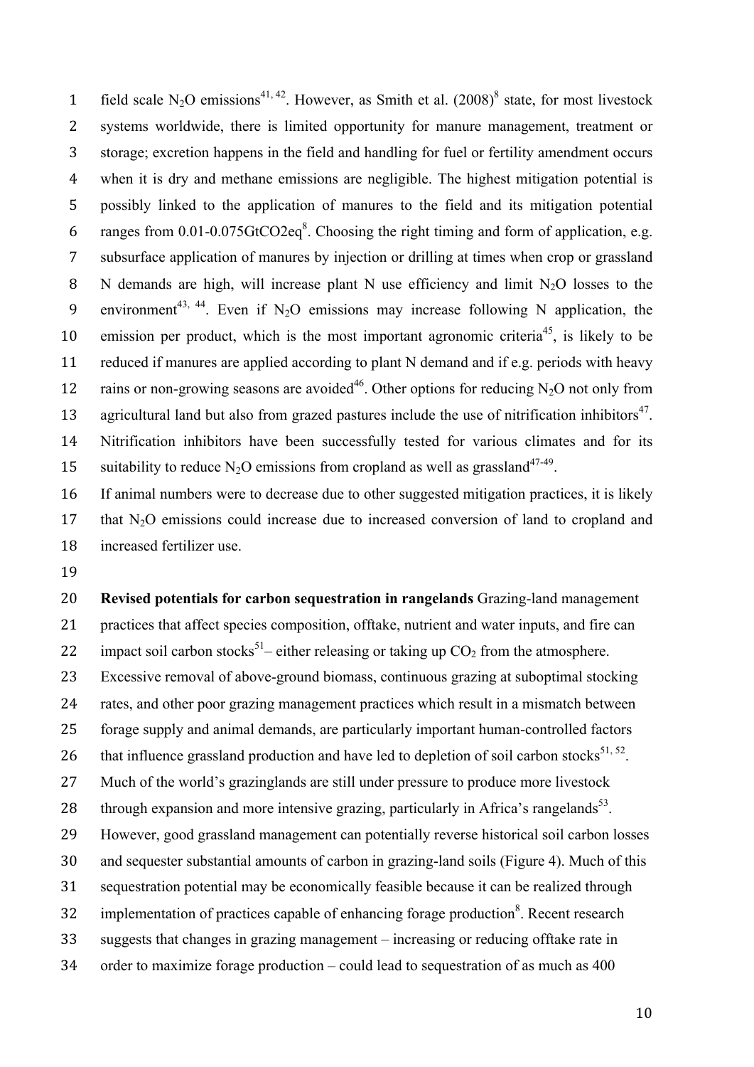field scale $N_2O$ emissions[41, 42]. However, as Smith et al. (2008)[8] state, for most livestock systems worldwide, there is limited opportunity for manure management, treatment or storage; excretion happens in the field and handling for fuel or fertility amendment occurs when it is dry and methane emissions are negligible. The highest mitigation potential is possibly linked to the application of manures to the field and its mitigation potential ranges from 0.01-0.075GtCO2eq[8]. Choosing the right timing and form of application, e.g. subsurface application of manures by injection or drilling at times when crop or grassland N demands are high, will increase plant N use efficiency and limit $N_2O$ losses to the environment[43, 44]. Even if $N_2O$ emissions may increase following N application, the emission per product, which is the most important agronomic criteria[45], is likely to be reduced if manures are applied according to plant N demand and if e.g. periods with heavy rains or non-growing seasons are avoided[46]. Other options for reducing $N_2O$ not only from agricultural land but also from grazed pastures include the use of nitrification inhibitors[47]. Nitrification inhibitors have been successfully tested for various climates and for its suitability to reduce $N_2O$ emissions from cropland as well as grassland[47-49].

If animal numbers were to decrease due to other suggested mitigation practices, it is likely that $N_2O$ emissions could increase due to increased conversion of land to cropland and increased fertilizer use.

**Revised potentials for carbon sequestration in rangelands** Grazing-land management practices that affect species composition, offtake, nutrient and water inputs, and fire can impact soil carbon stocks[51]– either releasing or taking up $CO_2$ from the atmosphere. Excessive removal of above-ground biomass, continuous grazing at suboptimal stocking rates, and other poor grazing management practices which result in a mismatch between forage supply and animal demands, are particularly important human-controlled factors that influence grassland production and have led to depletion of soil carbon stocks[51, 52]. Much of the world's grazinglands are still under pressure to produce more livestock through expansion and more intensive grazing, particularly in Africa's rangelands[53]. However, good grassland management can potentially reverse historical soil carbon losses and sequester substantial amounts of carbon in grazing-land soils (Figure 4). Much of this sequestration potential may be economically feasible because it can be realized through implementation of practices capable of enhancing forage production[8]. Recent research suggests that changes in grazing management – increasing or reducing offtake rate in order to maximize forage production – could lead to sequestration of as much as 400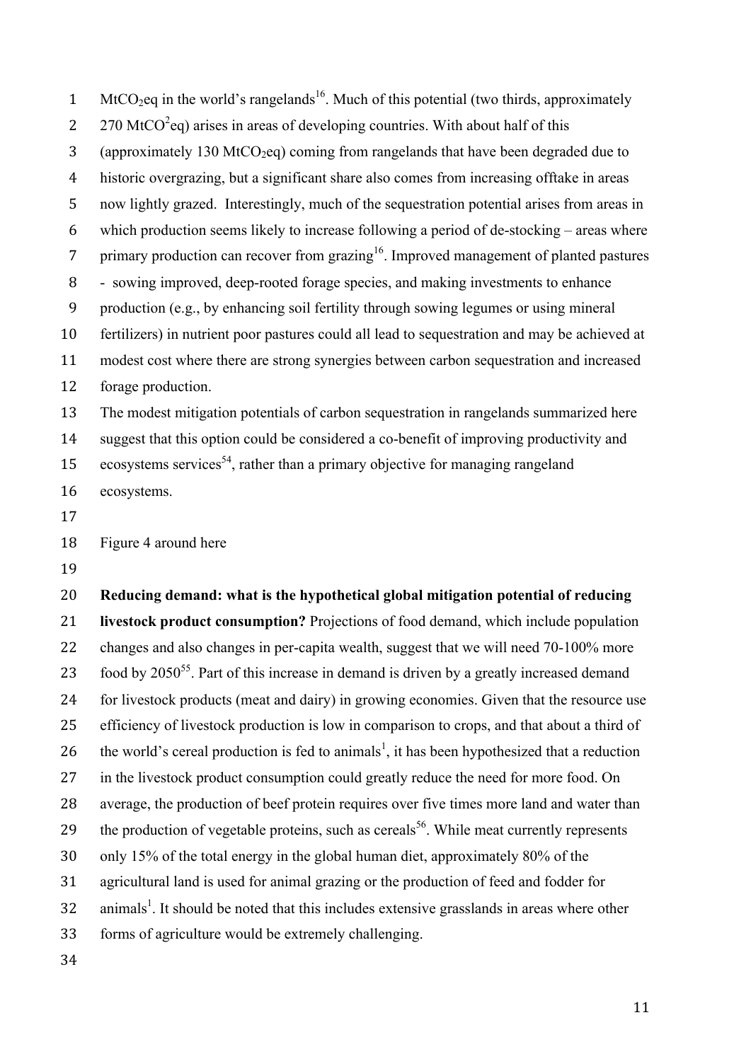$MtCO_2eq$ in the world's rangelands[16]. Much of this potential (two thirds, approximately 270 $MtCO^2eq$) arises in areas of developing countries. With about half of this (approximately 130 $MtCO_2eq$) coming from rangelands that have been degraded due to historic overgrazing, but a significant share also comes from increasing offtake in areas now lightly grazed. Interestingly, much of the sequestration potential arises from areas in which production seems likely to increase following a period of de-stocking – areas where primary production can recover from grazing[16]. Improved management of planted pastures - sowing improved, deep-rooted forage species, and making investments to enhance production (e.g., by enhancing soil fertility through sowing legumes or using mineral fertilizers) in nutrient poor pastures could all lead to sequestration and may be achieved at modest cost where there are strong synergies between carbon sequestration and increased forage production.

The modest mitigation potentials of carbon sequestration in rangelands summarized here suggest that this option could be considered a co-benefit of improving productivity and ecosystems services[54], rather than a primary objective for managing rangeland ecosystems.

Figure 4 around here

**Reducing demand: what is the hypothetical global mitigation potential of reducing livestock product consumption?** Projections of food demand, which include population changes and also changes in per-capita wealth, suggest that we will need 70-100% more food by 2050[55]. Part of this increase in demand is driven by a greatly increased demand for livestock products (meat and dairy) in growing economies. Given that the resource use efficiency of livestock production is low in comparison to crops, and that about a third of the world's cereal production is fed to animals[1], it has been hypothesized that a reduction in the livestock product consumption could greatly reduce the need for more food. On average, the production of beef protein requires over five times more land and water than the production of vegetable proteins, such as cereals[56]. While meat currently represents only 15% of the total energy in the global human diet, approximately 80% of the agricultural land is used for animal grazing or the production of feed and fodder for animals[1]. It should be noted that this includes extensive grasslands in areas where other forms of agriculture would be extremely challenging.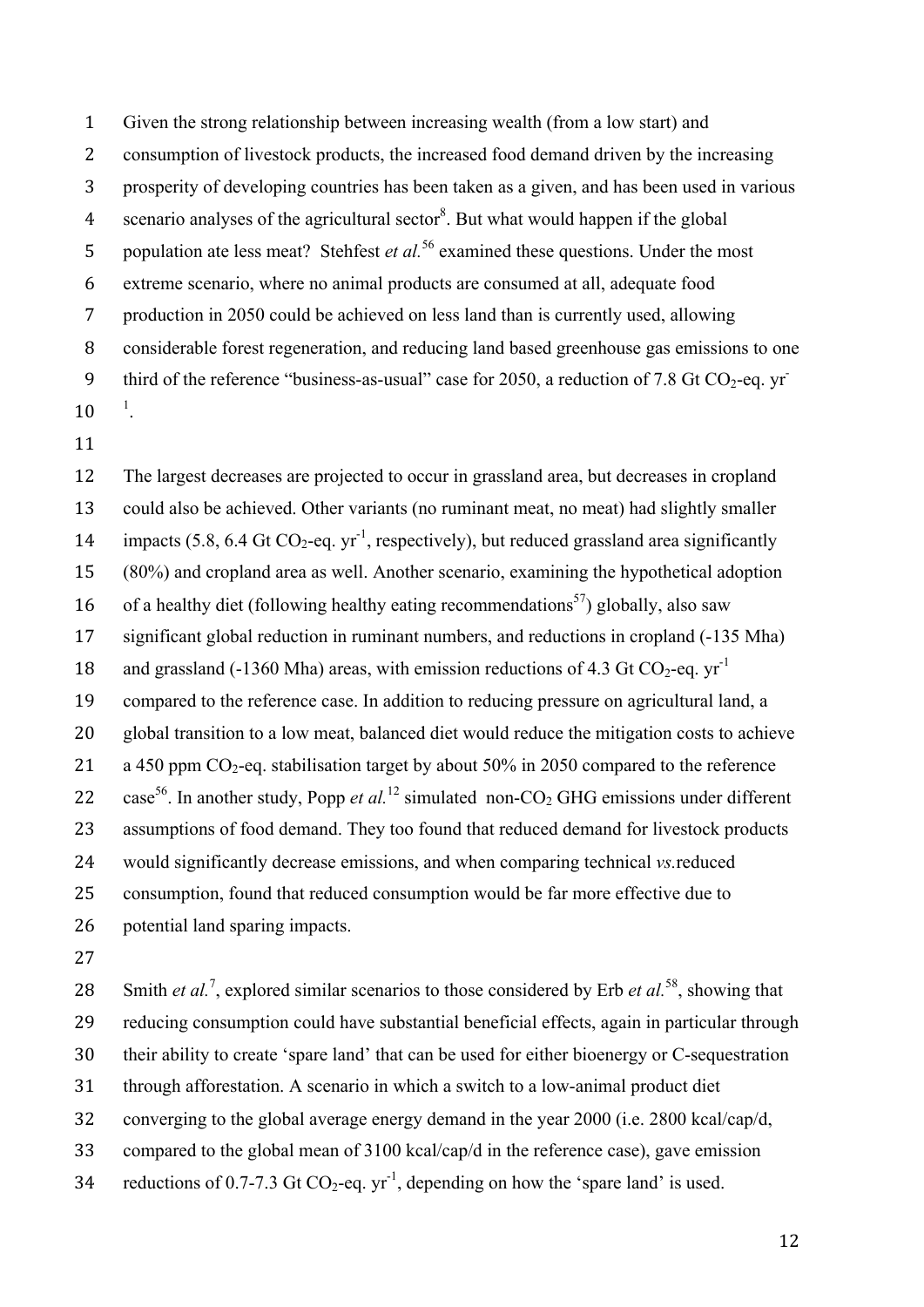Given the strong relationship between increasing wealth (from a low start) and consumption of livestock products, the increased food demand driven by the increasing prosperity of developing countries has been taken as a given, and has been used in various scenario analyses of the agricultural sector[8]. But what would happen if the global population ate less meat? Stehfest *et al.*[56] examined these questions. Under the most extreme scenario, where no animal products are consumed at all, adequate food production in 2050 could be achieved on less land than is currently used, allowing considerable forest regeneration, and reducing land based greenhouse gas emissions to one third of the reference "business-as-usual" case for 2050, a reduction of 7.8 Gt $CO_2$-eq. $yr^{-1}$.

The largest decreases are projected to occur in grassland area, but decreases in cropland could also be achieved. Other variants (no ruminant meat, no meat) had slightly smaller impacts (5.8, 6.4 Gt $CO_2$-eq. $yr^{-1}$, respectively), but reduced grassland area significantly (80%) and cropland area as well. Another scenario, examining the hypothetical adoption of a healthy diet (following healthy eating recommendations[57]) globally, also saw significant global reduction in ruminant numbers, and reductions in cropland (-135 Mha) and grassland (-1360 Mha) areas, with emission reductions of 4.3 Gt $CO_2$-eq. $yr^{-1}$ compared to the reference case. In addition to reducing pressure on agricultural land, a global transition to a low meat, balanced diet would reduce the mitigation costs to achieve a 450 ppm $CO_2$-eq. stabilisation target by about 50% in 2050 compared to the reference case[56]. In another study, Popp *et al.*[12] simulated non-$CO_2$ GHG emissions under different assumptions of food demand. They too found that reduced demand for livestock products would significantly decrease emissions, and when comparing technical *vs.*reduced consumption, found that reduced consumption would be far more effective due to potential land sparing impacts.

Smith *et al.*[7], explored similar scenarios to those considered by Erb *et al.*[58], showing that reducing consumption could have substantial beneficial effects, again in particular through their ability to create 'spare land' that can be used for either bioenergy or C-sequestration through afforestation. A scenario in which a switch to a low-animal product diet converging to the global average energy demand in the year 2000 (i.e. 2800 kcal/cap/d, compared to the global mean of 3100 kcal/cap/d in the reference case), gave emission reductions of 0.7-7.3 Gt $CO_2$-eq. $yr^{-1}$, depending on how the 'spare land' is used.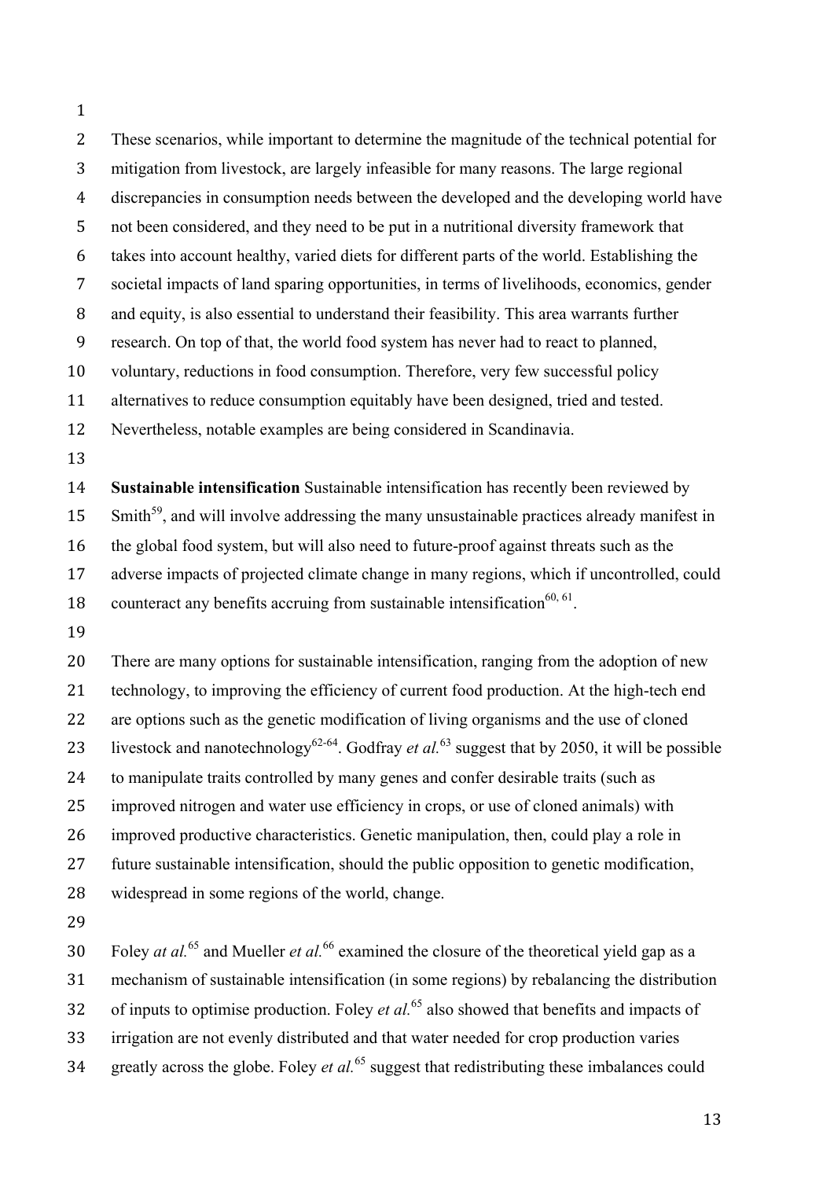These scenarios, while important to determine the magnitude of the technical potential for mitigation from livestock, are largely infeasible for many reasons. The large regional discrepancies in consumption needs between the developed and the developing world have not been considered, and they need to be put in a nutritional diversity framework that takes into account healthy, varied diets for different parts of the world. Establishing the societal impacts of land sparing opportunities, in terms of livelihoods, economics, gender and equity, is also essential to understand their feasibility. This area warrants further research. On top of that, the world food system has never had to react to planned, voluntary, reductions in food consumption. Therefore, very few successful policy alternatives to reduce consumption equitably have been designed, tried and tested. Nevertheless, notable examples are being considered in Scandinavia.

**Sustainable intensification** Sustainable intensification has recently been reviewed by Smith[59], and will involve addressing the many unsustainable practices already manifest in the global food system, but will also need to future-proof against threats such as the adverse impacts of projected climate change in many regions, which if uncontrolled, could counteract any benefits accruing from sustainable intensification[60, 61].

There are many options for sustainable intensification, ranging from the adoption of new technology, to improving the efficiency of current food production. At the high-tech end are options such as the genetic modification of living organisms and the use of cloned livestock and nanotechnology[62-64]. Godfray *et al.*[63] suggest that by 2050, it will be possible to manipulate traits controlled by many genes and confer desirable traits (such as improved nitrogen and water use efficiency in crops, or use of cloned animals) with improved productive characteristics. Genetic manipulation, then, could play a role in future sustainable intensification, should the public opposition to genetic modification, widespread in some regions of the world, change.

Foley *at al.*[65] and Mueller *et al.*[66] examined the closure of the theoretical yield gap as a mechanism of sustainable intensification (in some regions) by rebalancing the distribution of inputs to optimise production. Foley *et al.*[65] also showed that benefits and impacts of irrigation are not evenly distributed and that water needed for crop production varies greatly across the globe. Foley *et al.*[65] suggest that redistributing these imbalances could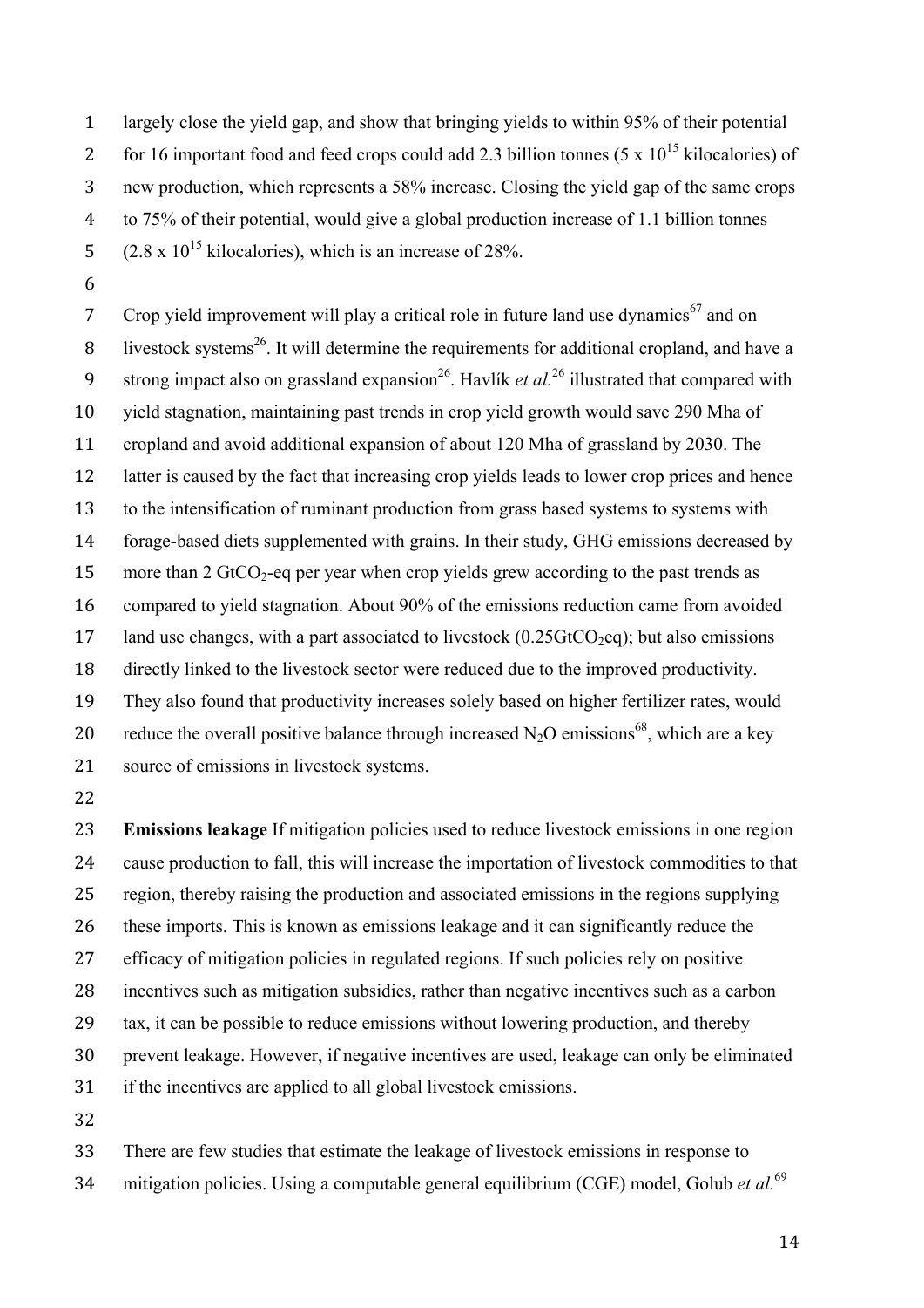largely close the yield gap, and show that bringing yields to within 95% of their potential for 16 important food and feed crops could add 2.3 billion tonnes ($5 \times 10^{15}$ kilocalories) of new production, which represents a 58% increase. Closing the yield gap of the same crops to 75% of their potential, would give a global production increase of 1.1 billion tonnes ($2.8 \times 10^{15}$ kilocalories), which is an increase of 28%.

Crop yield improvement will play a critical role in future land use dynamics[67] and on livestock systems[26]. It will determine the requirements for additional cropland, and have a strong impact also on grassland expansion[26]. Havlík *et al.*[26] illustrated that compared with yield stagnation, maintaining past trends in crop yield growth would save 290 Mha of cropland and avoid additional expansion of about 120 Mha of grassland by 2030. The latter is caused by the fact that increasing crop yields leads to lower crop prices and hence to the intensification of ruminant production from grass based systems to systems with forage-based diets supplemented with grains. In their study, GHG emissions decreased by more than 2 $GtCO_2$-eq per year when crop yields grew according to the past trends as compared to yield stagnation. About 90% of the emissions reduction came from avoided land use changes, with a part associated to livestock (0.25$GtCO_2$eq); but also emissions directly linked to the livestock sector were reduced due to the improved productivity. They also found that productivity increases solely based on higher fertilizer rates, would reduce the overall positive balance through increased $N_2O$ emissions[68], which are a key source of emissions in livestock systems.

**Emissions leakage** If mitigation policies used to reduce livestock emissions in one region cause production to fall, this will increase the importation of livestock commodities to that region, thereby raising the production and associated emissions in the regions supplying these imports. This is known as emissions leakage and it can significantly reduce the efficacy of mitigation policies in regulated regions. If such policies rely on positive incentives such as mitigation subsidies, rather than negative incentives such as a carbon tax, it can be possible to reduce emissions without lowering production, and thereby prevent leakage. However, if negative incentives are used, leakage can only be eliminated if the incentives are applied to all global livestock emissions.

There are few studies that estimate the leakage of livestock emissions in response to mitigation policies. Using a computable general equilibrium (CGE) model, Golub *et al.*[69]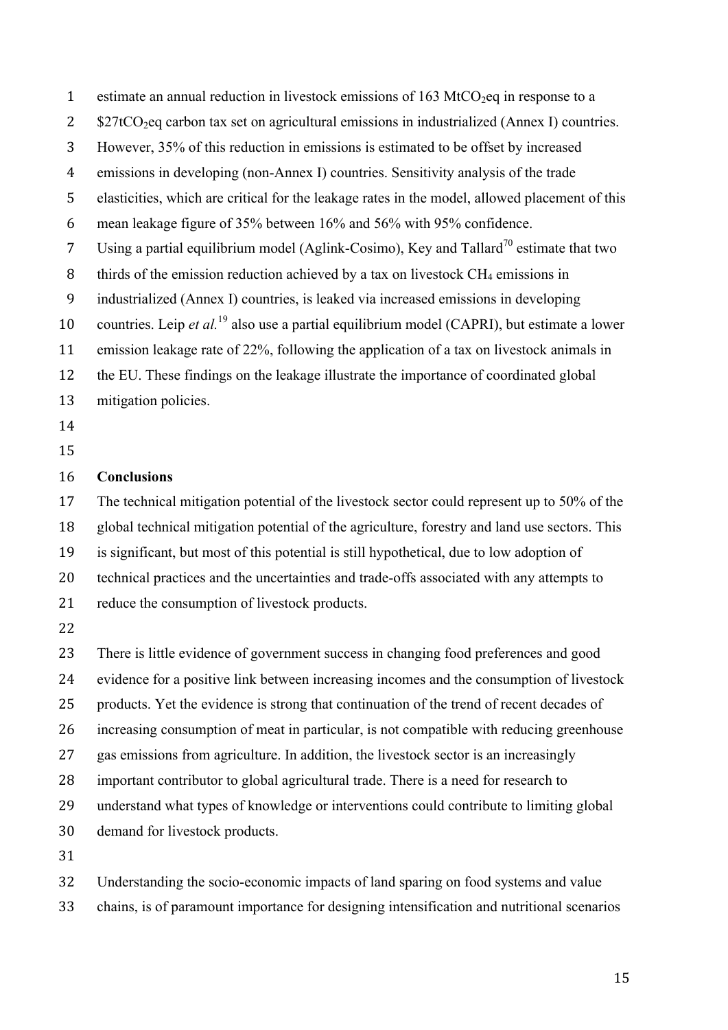estimate an annual reduction in livestock emissions of 163 $MtCO_2eq$ in response to a \$27t$CO_2$eq carbon tax set on agricultural emissions in industrialized (Annex I) countries. However, 35% of this reduction in emissions is estimated to be offset by increased emissions in developing (non-Annex I) countries. Sensitivity analysis of the trade elasticities, which are critical for the leakage rates in the model, allowed placement of this mean leakage figure of 35% between 16% and 56% with 95% confidence.

Using a partial equilibrium model (Aglink-Cosimo), Key and Tallard[70] estimate that two thirds of the emission reduction achieved by a tax on livestock $CH_4$ emissions in industrialized (Annex I) countries, is leaked via increased emissions in developing countries. Leip *et al.*[19] also use a partial equilibrium model (CAPRI), but estimate a lower emission leakage rate of 22%, following the application of a tax on livestock animals in the EU. These findings on the leakage illustrate the importance of coordinated global mitigation policies.

## Conclusions

The technical mitigation potential of the livestock sector could represent up to 50% of the global technical mitigation potential of the agriculture, forestry and land use sectors. This is significant, but most of this potential is still hypothetical, due to low adoption of technical practices and the uncertainties and trade-offs associated with any attempts to reduce the consumption of livestock products.

There is little evidence of government success in changing food preferences and good evidence for a positive link between increasing incomes and the consumption of livestock products. Yet the evidence is strong that continuation of the trend of recent decades of increasing consumption of meat in particular, is not compatible with reducing greenhouse gas emissions from agriculture. In addition, the livestock sector is an increasingly important contributor to global agricultural trade. There is a need for research to understand what types of knowledge or interventions could contribute to limiting global demand for livestock products.

Understanding the socio-economic impacts of land sparing on food systems and value chains, is of paramount importance for designing intensification and nutritional scenarios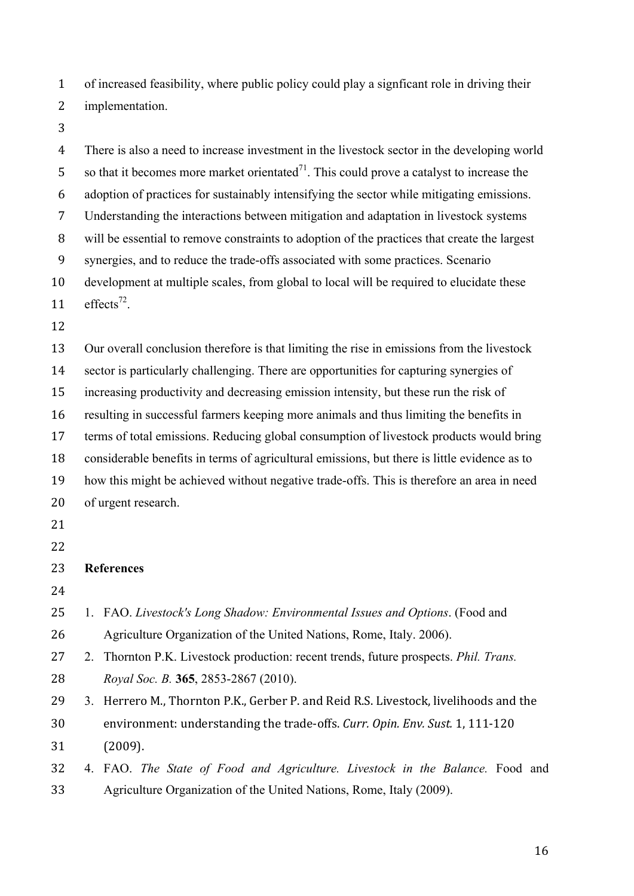of increased feasibility, where public policy could play a signficant role in driving their implementation.

There is also a need to increase investment in the livestock sector in the developing world so that it becomes more market orientated[71]. This could prove a catalyst to increase the adoption of practices for sustainably intensifying the sector while mitigating emissions. Understanding the interactions between mitigation and adaptation in livestock systems will be essential to remove constraints to adoption of the practices that create the largest synergies, and to reduce the trade-offs associated with some practices. Scenario development at multiple scales, from global to local will be required to elucidate these effects[72].

Our overall conclusion therefore is that limiting the rise in emissions from the livestock sector is particularly challenging. There are opportunities for capturing synergies of increasing productivity and decreasing emission intensity, but these run the risk of resulting in successful farmers keeping more animals and thus limiting the benefits in terms of total emissions. Reducing global consumption of livestock products would bring considerable benefits in terms of agricultural emissions, but there is little evidence as to how this might be achieved without negative trade-offs. This is therefore an area in need of urgent research.

**References**

1. FAO. *Livestock's Long Shadow: Environmental Issues and Options*. (Food and Agriculture Organization of the United Nations, Rome, Italy. 2006).
2. Thornton P.K. Livestock production: recent trends, future prospects. *Phil. Trans. Royal Soc. B.* **365**, 2853-2867 (2010).
3. Herrero M., Thornton P.K., Gerber P. and Reid R.S. Livestock, livelihoods and the environment: understanding the trade-offs. *Curr. Opin. Env. Sust.* 1, 111-120 (2009).
4. FAO. *The State of Food and Agriculture. Livestock in the Balance.* Food and Agriculture Organization of the United Nations, Rome, Italy (2009).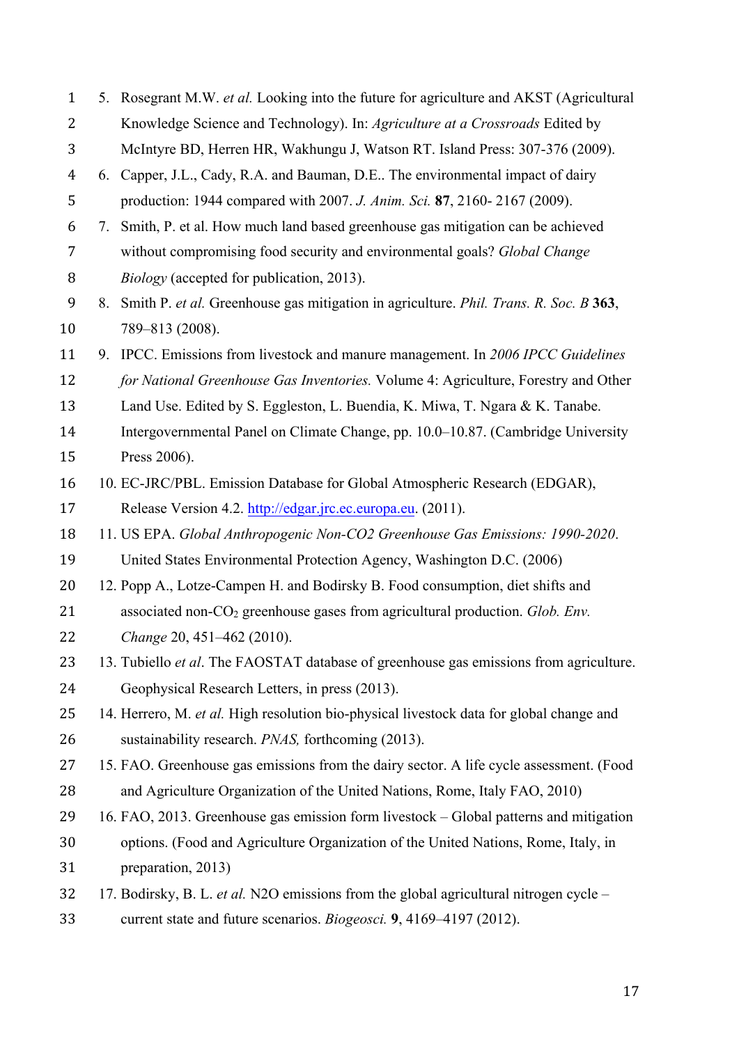5. Rosegrant M.W. *et al.* Looking into the future for agriculture and AKST (Agricultural Knowledge Science and Technology). In: *Agriculture at a Crossroads* Edited by McIntyre BD, Herren HR, Wakhungu J, Watson RT. Island Press: 307-376 (2009).
6. Capper, J.L., Cady, R.A. and Bauman, D.E.. The environmental impact of dairy production: 1944 compared with 2007. *J. Anim. Sci.* **87**, 2160- 2167 (2009).
7. Smith, P. et al. How much land based greenhouse gas mitigation can be achieved without compromising food security and environmental goals? *Global Change Biology* (accepted for publication, 2013).
8. Smith P. *et al.* Greenhouse gas mitigation in agriculture. *Phil. Trans. R. Soc. B* **363**, 789–813 (2008).
9. IPCC. Emissions from livestock and manure management. In *2006 IPCC Guidelines for National Greenhouse Gas Inventories.* Volume 4: Agriculture, Forestry and Other Land Use. Edited by S. Eggleston, L. Buendia, K. Miwa, T. Ngara & K. Tanabe. Intergovernmental Panel on Climate Change, pp. 10.0–10.87. (Cambridge University Press 2006).
10. EC-JRC/PBL. Emission Database for Global Atmospheric Research (EDGAR), Release Version 4.2. http://edgar.jrc.ec.europa.eu. (2011).
11. US EPA. *Global Anthropogenic Non-CO2 Greenhouse Gas Emissions: 1990-2020*. United States Environmental Protection Agency, Washington D.C. (2006)
12. Popp A., Lotze-Campen H. and Bodirsky B. Food consumption, diet shifts and associated non-$CO_2$ greenhouse gases from agricultural production. *Glob. Env. Change* 20, 451–462 (2010).
13. Tubiello *et al*. The FAOSTAT database of greenhouse gas emissions from agriculture. Geophysical Research Letters, in press (2013).
14. Herrero, M. *et al.* High resolution bio-physical livestock data for global change and sustainability research. *PNAS,* forthcoming (2013).
15. FAO. Greenhouse gas emissions from the dairy sector. A life cycle assessment. (Food and Agriculture Organization of the United Nations, Rome, Italy FAO, 2010)
16. FAO, 2013. Greenhouse gas emission form livestock – Global patterns and mitigation options. (Food and Agriculture Organization of the United Nations, Rome, Italy, in preparation, 2013)
17. Bodirsky, B. L. *et al.* N2O emissions from the global agricultural nitrogen cycle – current state and future scenarios. *Biogeosci.* **9**, 4169–4197 (2012).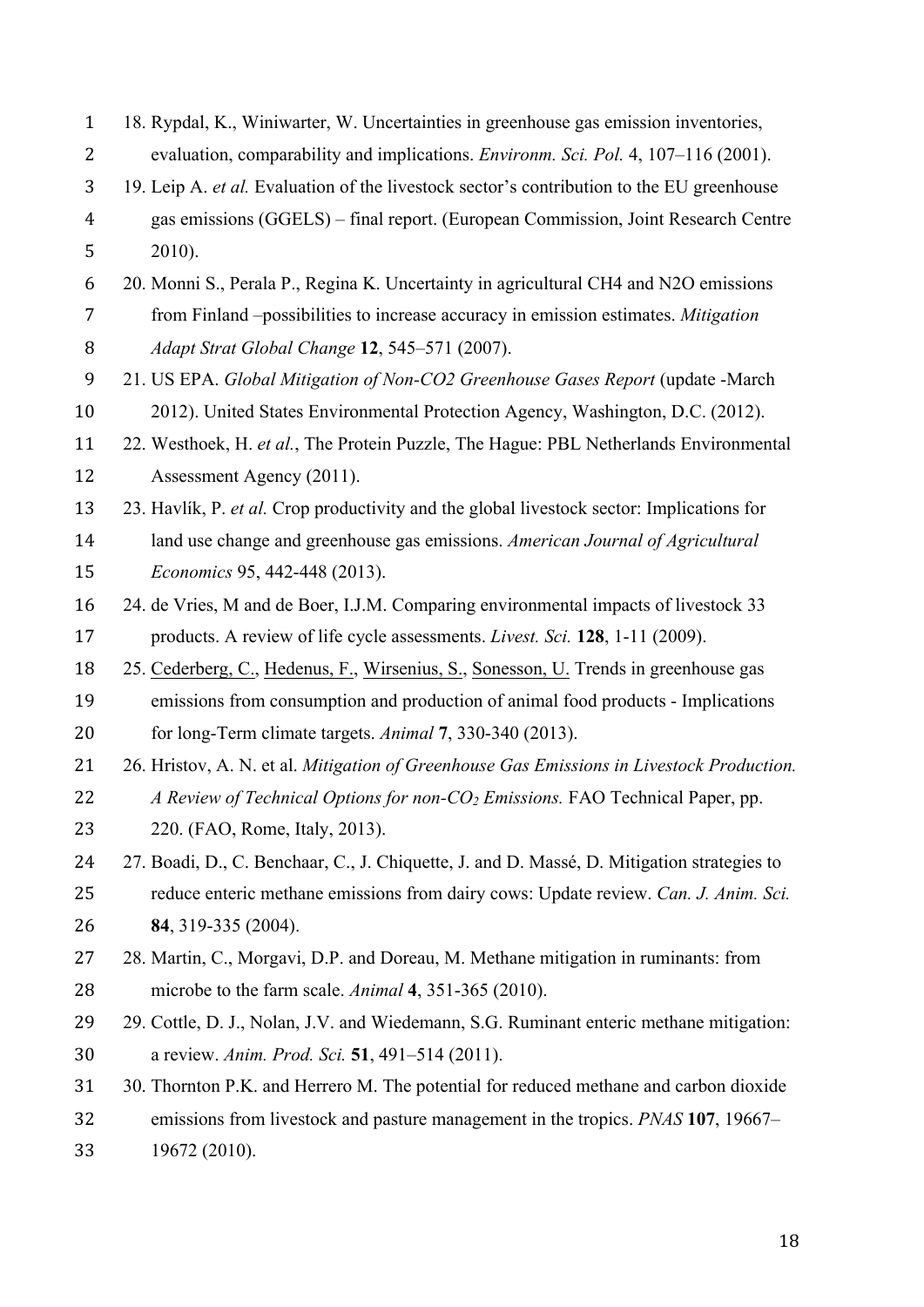18. Rypdal, K., Winiwarter, W. Uncertainties in greenhouse gas emission inventories, evaluation, comparability and implications. *Environm. Sci. Pol.* 4, 107–116 (2001).
19. Leip A. *et al.* Evaluation of the livestock sector's contribution to the EU greenhouse gas emissions (GGELS) – final report. (European Commission, Joint Research Centre 2010).
20. Monni S., Perala P., Regina K. Uncertainty in agricultural CH4 and N2O emissions from Finland –possibilities to increase accuracy in emission estimates. *Mitigation Adapt Strat Global Change* **12**, 545–571 (2007).
21. US EPA. *Global Mitigation of Non-CO2 Greenhouse Gases Report* (update -March 2012). United States Environmental Protection Agency, Washington, D.C. (2012).
22. Westhoek, H. *et al.*, The Protein Puzzle, The Hague: PBL Netherlands Environmental Assessment Agency (2011).
23. Havlík, P. *et al.* Crop productivity and the global livestock sector: Implications for land use change and greenhouse gas emissions. *American Journal of Agricultural Economics* 95, 442-448 (2013).
24. de Vries, M and de Boer, I.J.M. Comparing environmental impacts of livestock 33 products. A review of life cycle assessments. *Livest. Sci.* **128**, 1-11 (2009).
25. Cederberg, C., Hedenus, F., Wirsenius, S., Sonesson, U. Trends in greenhouse gas emissions from consumption and production of animal food products - Implications for long-Term climate targets. *Animal* **7**, 330-340 (2013).
26. Hristov, A. N. et al. *Mitigation of Greenhouse Gas Emissions in Livestock Production. A Review of Technical Options for non-$CO_2$ Emissions.* FAO Technical Paper, pp. 220. (FAO, Rome, Italy, 2013).
27. Boadi, D., C. Benchaar, C., J. Chiquette, J. and D. Massé, D. Mitigation strategies to reduce enteric methane emissions from dairy cows: Update review. *Can. J. Anim. Sci.* **84**, 319-335 (2004).
28. Martin, C., Morgavi, D.P. and Doreau, M. Methane mitigation in ruminants: from microbe to the farm scale. *Animal* **4**, 351-365 (2010).
29. Cottle, D. J., Nolan, J.V. and Wiedemann, S.G. Ruminant enteric methane mitigation: a review. *Anim. Prod. Sci.* **51**, 491–514 (2011).
30. Thornton P.K. and Herrero M. The potential for reduced methane and carbon dioxide emissions from livestock and pasture management in the tropics. *PNAS* **107**, 19667–19672 (2010).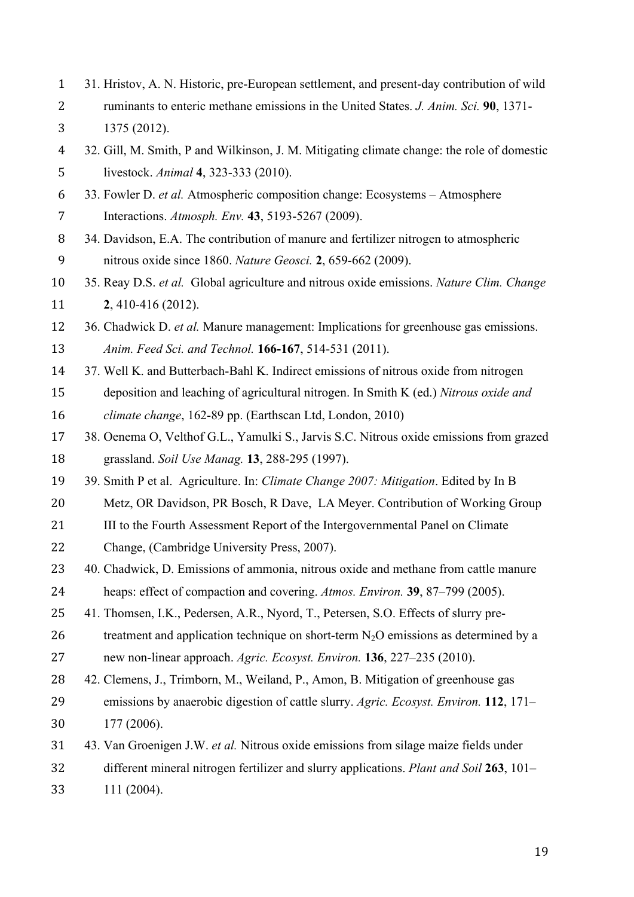31. Hristov, A. N. Historic, pre-European settlement, and present-day contribution of wild ruminants to enteric methane emissions in the United States. *J. Anim. Sci.* **90**, 1371-1375 (2012).
32. Gill, M. Smith, P and Wilkinson, J. M. Mitigating climate change: the role of domestic livestock. *Animal* **4**, 323-333 (2010).
33. Fowler D. *et al.* Atmospheric composition change: Ecosystems – Atmosphere Interactions. *Atmosph. Env.* **43**, 5193-5267 (2009).
34. Davidson, E.A. The contribution of manure and fertilizer nitrogen to atmospheric nitrous oxide since 1860. *Nature Geosci.* **2**, 659-662 (2009).
35. Reay D.S. *et al.* Global agriculture and nitrous oxide emissions. *Nature Clim. Change* **2**, 410-416 (2012).
36. Chadwick D. *et al.* Manure management: Implications for greenhouse gas emissions. *Anim. Feed Sci. and Technol.* **166-167**, 514-531 (2011).
37. Well K. and Butterbach-Bahl K. Indirect emissions of nitrous oxide from nitrogen deposition and leaching of agricultural nitrogen. In Smith K (ed.) *Nitrous oxide and climate change*, 162-89 pp. (Earthscan Ltd, London, 2010)
38. Oenema O, Velthof G.L., Yamulki S., Jarvis S.C. Nitrous oxide emissions from grazed grassland. *Soil Use Manag.* **13**, 288-295 (1997).
39. Smith P et al. Agriculture. In: *Climate Change 2007: Mitigation*. Edited by In B Metz, OR Davidson, PR Bosch, R Dave, LA Meyer. Contribution of Working Group III to the Fourth Assessment Report of the Intergovernmental Panel on Climate Change, (Cambridge University Press, 2007).
40. Chadwick, D. Emissions of ammonia, nitrous oxide and methane from cattle manure heaps: effect of compaction and covering. *Atmos. Environ.* **39**, 87–799 (2005).
41. Thomsen, I.K., Pedersen, A.R., Nyord, T., Petersen, S.O. Effects of slurry pre-treatment and application technique on short-term $N_2O$ emissions as determined by a new non-linear approach. *Agric. Ecosyst. Environ.* **136**, 227–235 (2010).
42. Clemens, J., Trimborn, M., Weiland, P., Amon, B. Mitigation of greenhouse gas emissions by anaerobic digestion of cattle slurry. *Agric. Ecosyst. Environ.* **112**, 171–177 (2006).
43. Van Groenigen J.W. *et al.* Nitrous oxide emissions from silage maize fields under different mineral nitrogen fertilizer and slurry applications. *Plant and Soil* **263**, 101–111 (2004).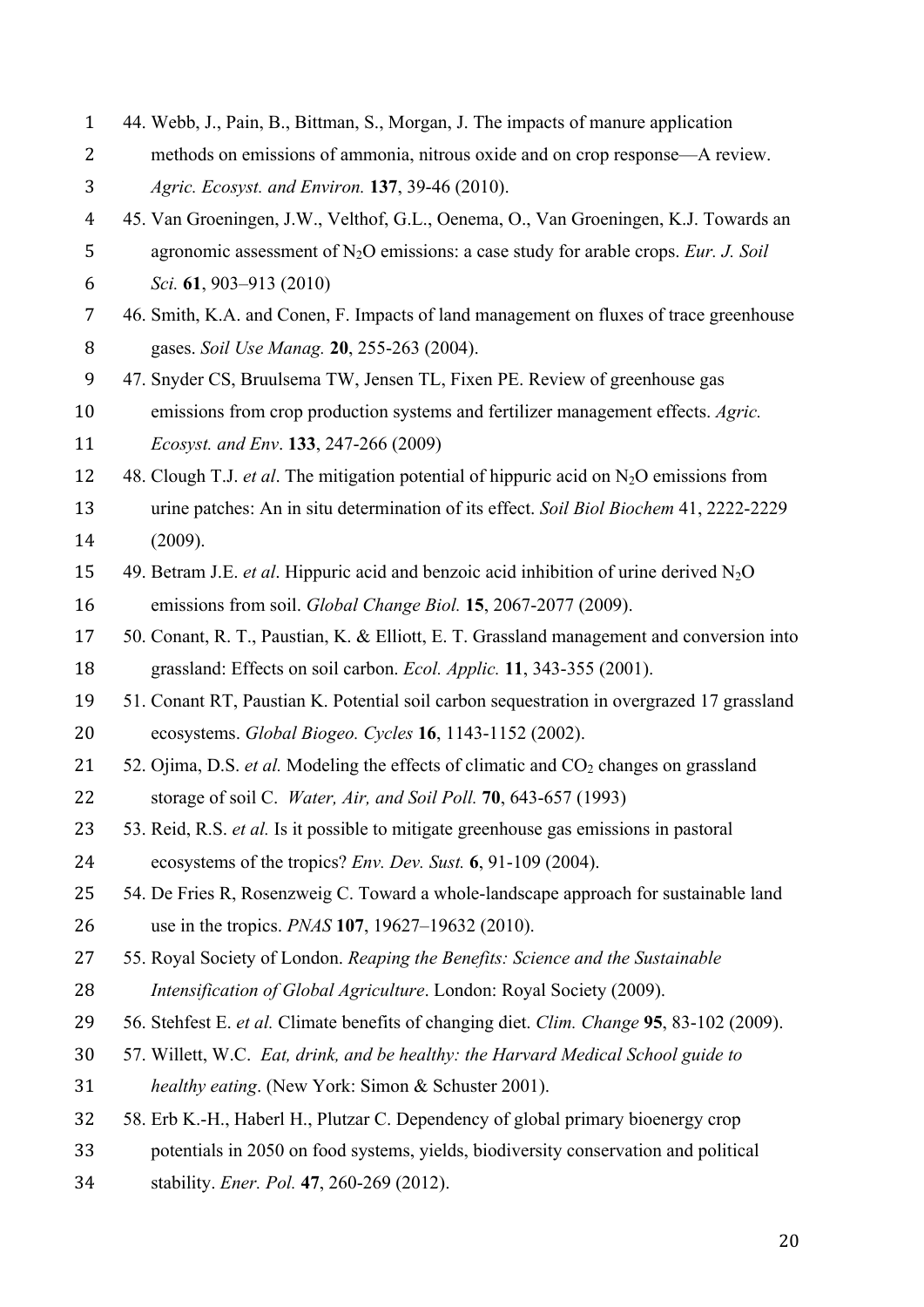44. Webb, J., Pain, B., Bittman, S., Morgan, J. The impacts of manure application methods on emissions of ammonia, nitrous oxide and on crop response—A review. *Agric. Ecosyst. and Environ.* **137**, 39-46 (2010).

45. Van Groeningen, J.W., Velthof, G.L., Oenema, O., Van Groeningen, K.J. Towards an agronomic assessment of $N_2O$ emissions: a case study for arable crops. *Eur. J. Soil Sci.* **61**, 903–913 (2010)

46. Smith, K.A. and Conen, F. Impacts of land management on fluxes of trace greenhouse gases. *Soil Use Manag.* **20**, 255-263 (2004).

47. Snyder CS, Bruulsema TW, Jensen TL, Fixen PE. Review of greenhouse gas emissions from crop production systems and fertilizer management effects. *Agric. Ecosyst. and Env*. **133**, 247-266 (2009)

48. Clough T.J. *et al*. The mitigation potential of hippuric acid on $N_2O$ emissions from urine patches: An in situ determination of its effect. *Soil Biol Biochem* 41, 2222-2229 (2009).

49. Betram J.E. *et al*. Hippuric acid and benzoic acid inhibition of urine derived $N_2O$ emissions from soil. *Global Change Biol.* **15**, 2067-2077 (2009).

50. Conant, R. T., Paustian, K. & Elliott, E. T. Grassland management and conversion into grassland: Effects on soil carbon. *Ecol. Applic.* **11**, 343-355 (2001).

51. Conant RT, Paustian K. Potential soil carbon sequestration in overgrazed 17 grassland ecosystems. *Global Biogeo. Cycles* **16**, 1143-1152 (2002).

52. Ojima, D.S. *et al.* Modeling the effects of climatic and $CO_2$ changes on grassland storage of soil C. *Water, Air, and Soil Poll.* **70**, 643-657 (1993)

53. Reid, R.S. *et al.* Is it possible to mitigate greenhouse gas emissions in pastoral ecosystems of the tropics? *Env. Dev. Sust.* **6**, 91-109 (2004).

54. De Fries R, Rosenzweig C. Toward a whole-landscape approach for sustainable land use in the tropics. *PNAS* **107**, 19627–19632 (2010).

55. Royal Society of London. *Reaping the Benefits: Science and the Sustainable Intensification of Global Agriculture*. London: Royal Society (2009).

56. Stehfest E. *et al.* Climate benefits of changing diet. *Clim. Change* **95**, 83-102 (2009).

57. Willett, W.C. *Eat, drink, and be healthy: the Harvard Medical School guide to healthy eating*. (New York: Simon & Schuster 2001).

58. Erb K.-H., Haberl H., Plutzar C. Dependency of global primary bioenergy crop potentials in 2050 on food systems, yields, biodiversity conservation and political stability. *Ener. Pol.* **47**, 260-269 (2012).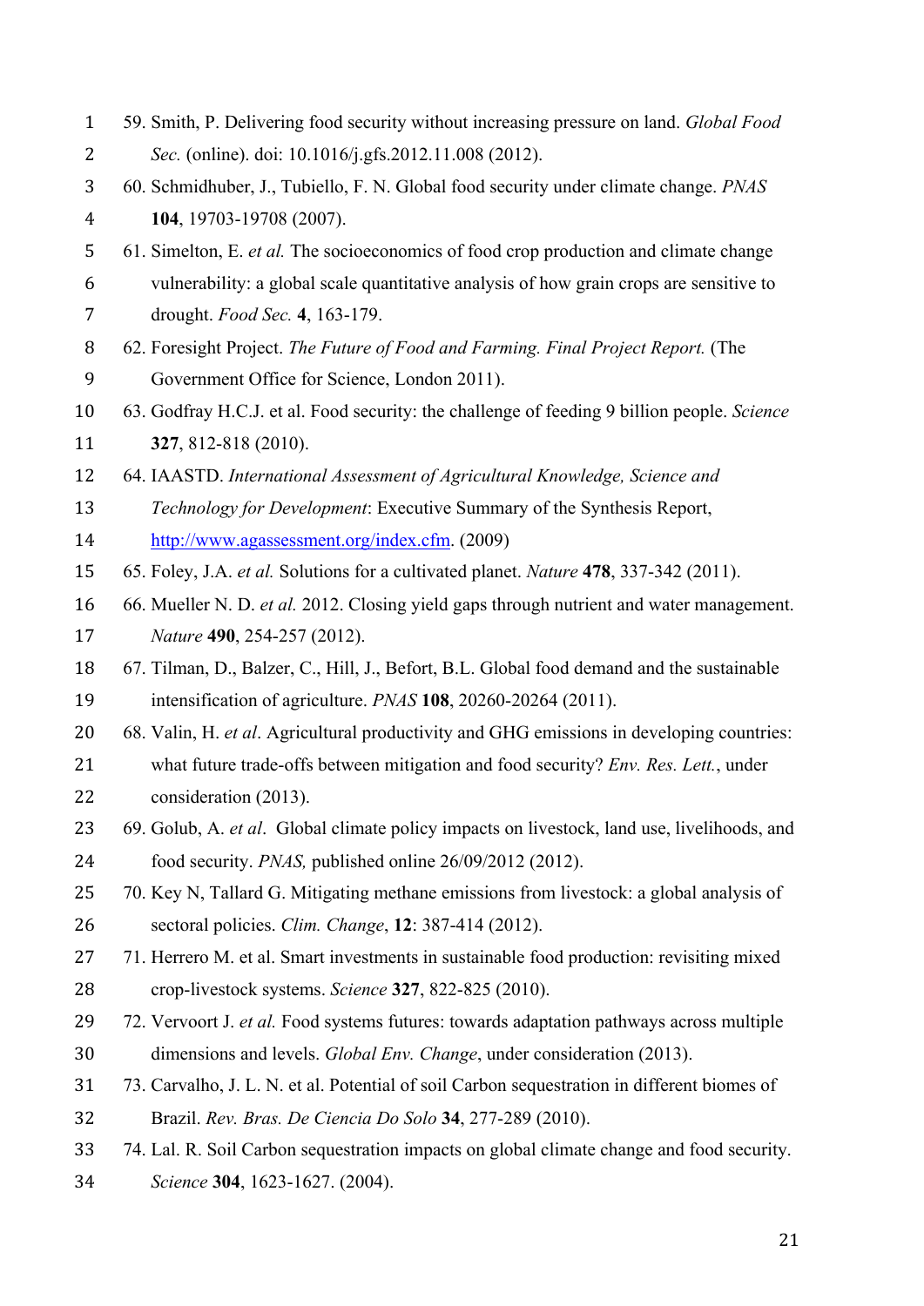59. Smith, P. Delivering food security without increasing pressure on land. *Global Food Sec.* (online). doi: 10.1016/j.gfs.2012.11.008 (2012).
60. Schmidhuber, J., Tubiello, F. N. Global food security under climate change. *PNAS* **104**, 19703-19708 (2007).
61. Simelton, E. *et al.* The socioeconomics of food crop production and climate change vulnerability: a global scale quantitative analysis of how grain crops are sensitive to drought. *Food Sec.* **4**, 163-179.
62. Foresight Project. *The Future of Food and Farming. Final Project Report.* (The Government Office for Science, London 2011).
63. Godfray H.C.J. et al. Food security: the challenge of feeding 9 billion people. *Science* **327**, 812-818 (2010).
64. IAASTD. *International Assessment of Agricultural Knowledge, Science and Technology for Development*: Executive Summary of the Synthesis Report, http://www.agassessment.org/index.cfm. (2009)
65. Foley, J.A. *et al.* Solutions for a cultivated planet. *Nature* **478**, 337-342 (2011).
66. Mueller N. D. *et al.* 2012. Closing yield gaps through nutrient and water management. *Nature* **490**, 254-257 (2012).
67. Tilman, D., Balzer, C., Hill, J., Befort, B.L. Global food demand and the sustainable intensification of agriculture. *PNAS* **108**, 20260-20264 (2011).
68. Valin, H. *et al*. Agricultural productivity and GHG emissions in developing countries: what future trade-offs between mitigation and food security? *Env. Res. Lett.*, under consideration (2013).
69. Golub, A. *et al*. Global climate policy impacts on livestock, land use, livelihoods, and food security. *PNAS,* published online 26/09/2012 (2012).
70. Key N, Tallard G. Mitigating methane emissions from livestock: a global analysis of sectoral policies. *Clim. Change*, **12**: 387-414 (2012).
71. Herrero M. et al. Smart investments in sustainable food production: revisiting mixed crop-livestock systems. *Science* **327**, 822-825 (2010).
72. Vervoort J. *et al.* Food systems futures: towards adaptation pathways across multiple dimensions and levels. *Global Env. Change*, under consideration (2013).
73. Carvalho, J. L. N. et al. Potential of soil Carbon sequestration in different biomes of Brazil. *Rev. Bras. De Ciencia Do Solo* **34**, 277-289 (2010).
74. Lal. R. Soil Carbon sequestration impacts on global climate change and food security. *Science* **304**, 1623-1627. (2004).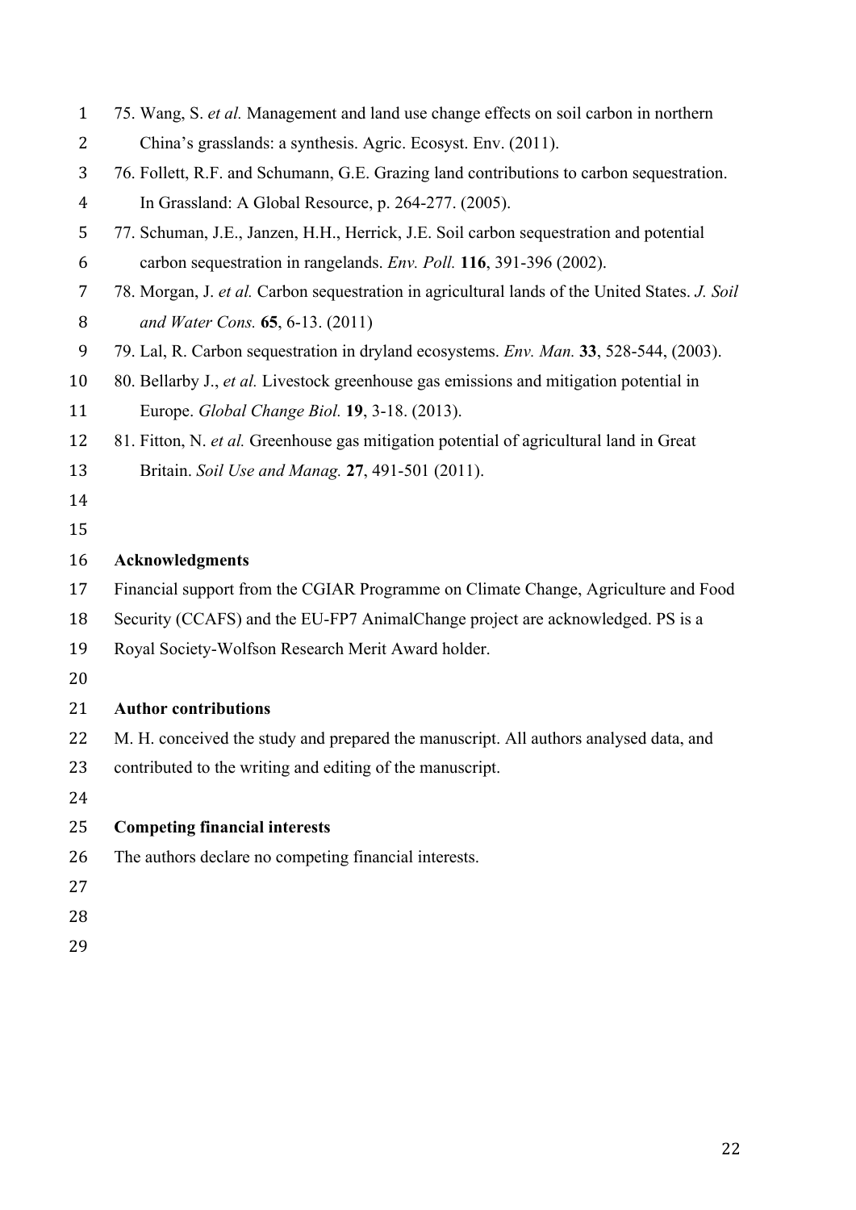75. Wang, S. *et al.* Management and land use change effects on soil carbon in northern China's grasslands: a synthesis. Agric. Ecosyst. Env. (2011).
76. Follett, R.F. and Schumann, G.E. Grazing land contributions to carbon sequestration. In Grassland: A Global Resource, p. 264-277. (2005).
77. Schuman, J.E., Janzen, H.H., Herrick, J.E. Soil carbon sequestration and potential carbon sequestration in rangelands. *Env. Poll.* **116**, 391-396 (2002).
78. Morgan, J. *et al.* Carbon sequestration in agricultural lands of the United States. *J. Soil and Water Cons.* **65**, 6-13. (2011)
79. Lal, R. Carbon sequestration in dryland ecosystems. *Env. Man.* **33**, 528-544, (2003).
80. Bellarby J., *et al.* Livestock greenhouse gas emissions and mitigation potential in Europe. *Global Change Biol.* **19**, 3-18. (2013).
81. Fitton, N. *et al.* Greenhouse gas mitigation potential of agricultural land in Great Britain. *Soil Use and Manag.* **27**, 491-501 (2011).

## Acknowledgments

Financial support from the CGIAR Programme on Climate Change, Agriculture and Food Security (CCAFS) and the EU-FP7 AnimalChange project are acknowledged. PS is a Royal Society-Wolfson Research Merit Award holder.

## Author contributions

M. H. conceived the study and prepared the manuscript. All authors analysed data, and contributed to the writing and editing of the manuscript.

## Competing financial interests

The authors declare no competing financial interests.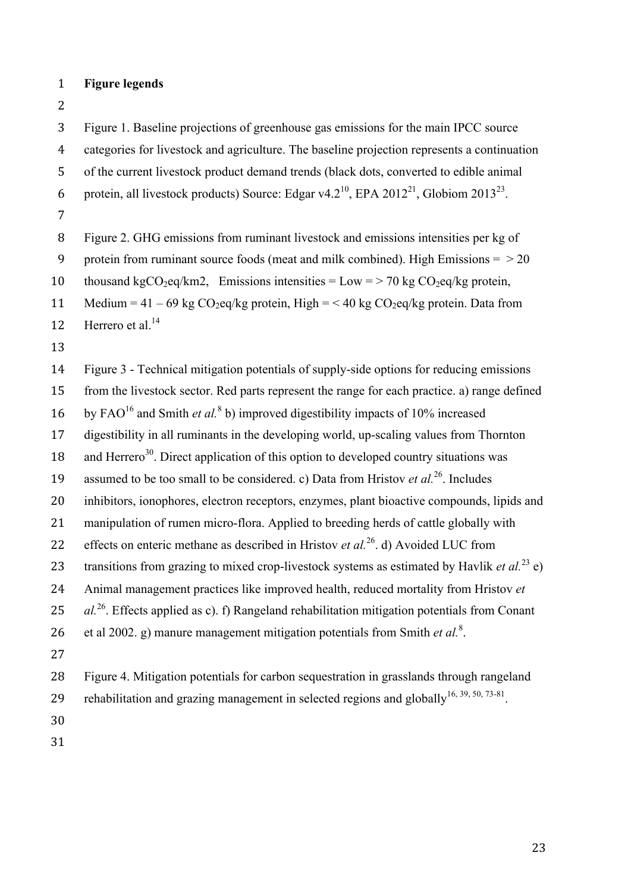**Figure legends**

Figure 1. Baseline projections of greenhouse gas emissions for the main IPCC source categories for livestock and agriculture. The baseline projection represents a continuation of the current livestock product demand trends (black dots, converted to edible animal protein, all livestock products) Source: Edgar v4.2[10], EPA 2012[21], Globiom 2013[23].

Figure 2. GHG emissions from ruminant livestock and emissions intensities per kg of protein from ruminant source foods (meat and milk combined). High Emissions = > 20 thousand kg$CO_2$eq/km2, Emissions intensities = Low = > 70 kg $CO_2$eq/kg protein, Medium = 41 – 69 kg $CO_2$eq/kg protein, High = < 40 kg $CO_2$eq/kg protein. Data from Herrero et al.[14]

Figure 3 - Technical mitigation potentials of supply-side options for reducing emissions from the livestock sector. Red parts represent the range for each practice. a) range defined by FAO[16] and Smith *et al.*[8] b) improved digestibility impacts of 10% increased digestibility in all ruminants in the developing world, up-scaling values from Thornton and Herrero[30]. Direct application of this option to developed country situations was assumed to be too small to be considered. c) Data from Hristov *et al.*[26]. Includes inhibitors, ionophores, electron receptors, enzymes, plant bioactive compounds, lipids and manipulation of rumen micro-flora. Applied to breeding herds of cattle globally with effects on enteric methane as described in Hristov *et al.*[26]. d) Avoided LUC from transitions from grazing to mixed crop-livestock systems as estimated by Havlik *et al.*[23] e) Animal management practices like improved health, reduced mortality from Hristov *et al.*[26]. Effects applied as c). f) Rangeland rehabilitation mitigation potentials from Conant et al 2002. g) manure management mitigation potentials from Smith *et al.*[8].

Figure 4. Mitigation potentials for carbon sequestration in grasslands through rangeland rehabilitation and grazing management in selected regions and globally[16, 39, 50, 73-81].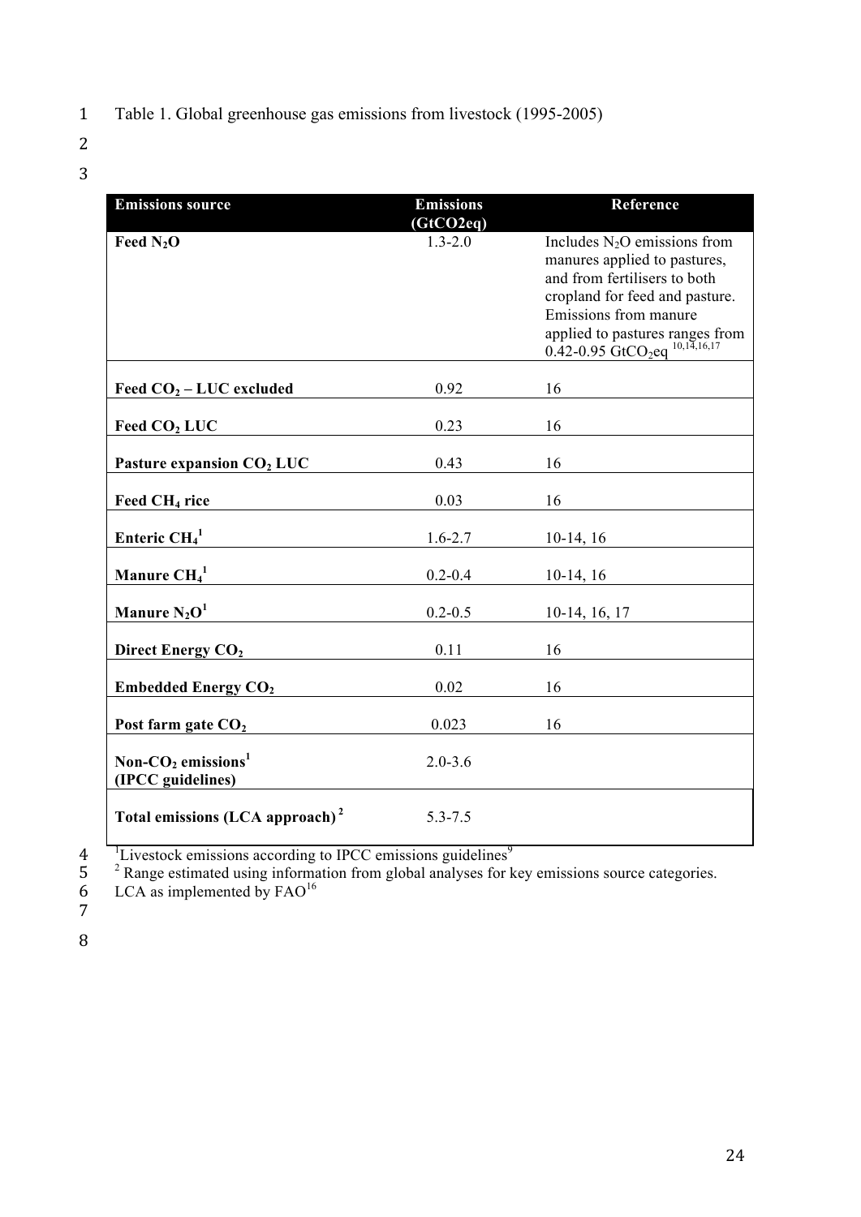Table 1. Global greenhouse gas emissions from livestock (1995-2005)

| Emissions source | Emissions ($GtCO_2eq$) | Reference |
| --- | --- | --- |
| **Feed $N_2O$** | 1.3-2.0 | Includes $N_2O$ emissions from manures applied to pastures, and from fertilisers to both cropland for feed and pasture. Emissions from manure applied to pastures ranges from 0.42-0.95 $GtCO_2eq$ [10,14,16,17] |
| **Feed $CO_2$ – LUC excluded** | 0.92 | 16 |
| **Feed $CO_2$ LUC** | 0.23 | 16 |
| **Pasture expansion $CO_2$ LUC** | 0.43 | 16 |
| **Feed $CH_4$ rice** | 0.03 | 16 |
| **Enteric $CH_4$[1]** | 1.6-2.7 | 10-14, 16 |
| **Manure $CH_4$[1]** | 0.2-0.4 | 10-14, 16 |
| **Manure $N_2O$[1]** | 0.2-0.5 | 10-14, 16, 17 |
| **Direct Energy $CO_2$** | 0.11 | 16 |
| **Embedded Energy $CO_2$** | 0.02 | 16 |
| **Post farm gate $CO_2$** | 0.023 | 16 |
| **Non-$CO_2$ emissions[1] (IPCC guidelines)** | 2.0-3.6 | |
| **Total emissions (LCA approach)[2]** | 5.3-7.5 | |

[1] Livestock emissions according to IPCC emissions guidelines[9]

[2] Range estimated using information from global analyses for key emissions source categories. LCA as implemented by FAO[16]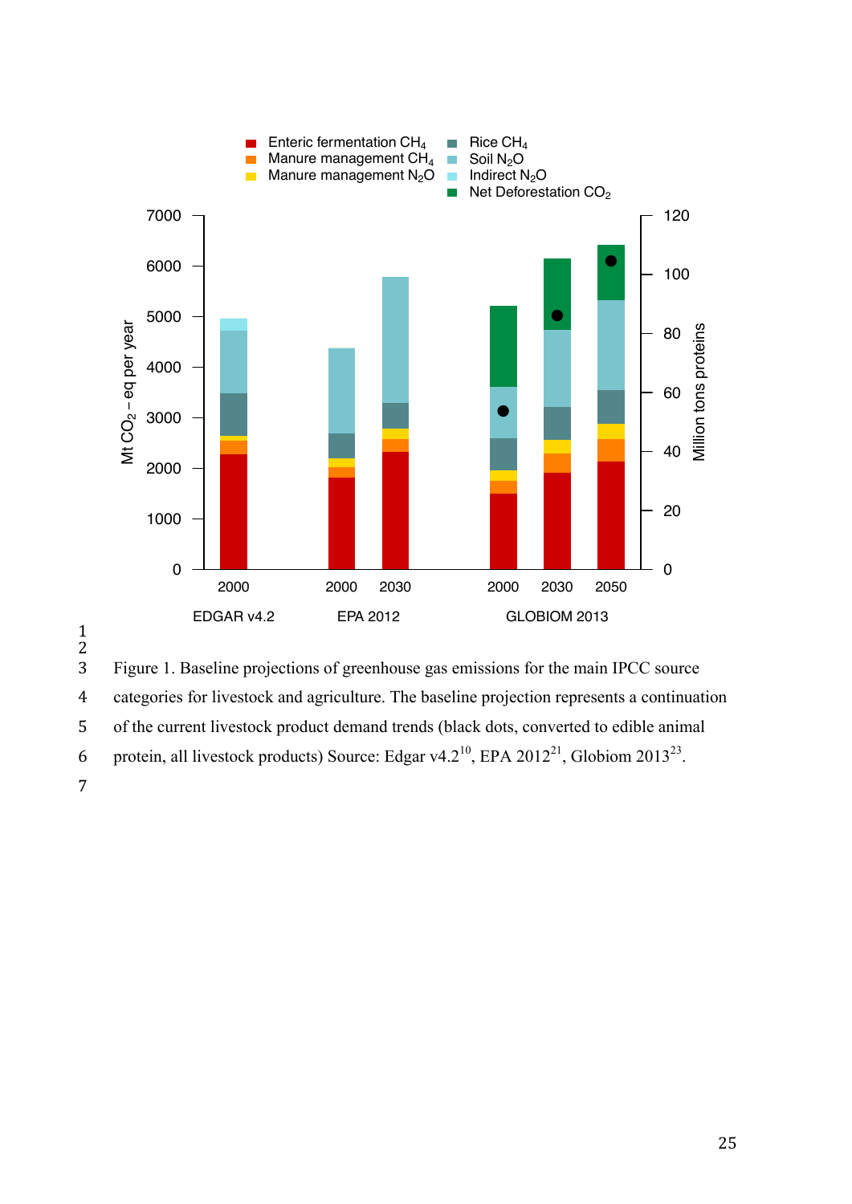Figure 1. Baseline projections of greenhouse gas emissions for the main IPCC source categories for livestock and agriculture. The baseline projection represents a continuation of the current livestock product demand trends (black dots, converted to edible animal protein, all livestock products) Source: Edgar v4.2[10], EPA 2012[21], Globiom 2013[23].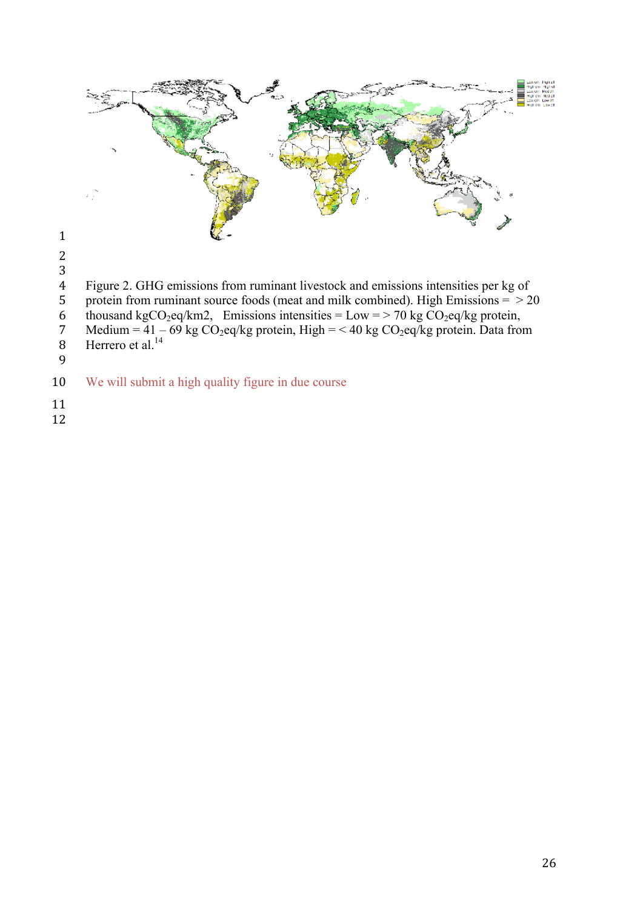Figure 2. GHG emissions from ruminant livestock and emissions intensities per kg of protein from ruminant source foods (meat and milk combined). High Emissions = > 20 thousand kg$CO_2$eq/km2, Emissions intensities = Low = > 70 kg $CO_2$eq/kg protein, Medium = 41 – 69 kg $CO_2$eq/kg protein, High = < 40 kg $CO_2$eq/kg protein. Data from Herrero et al.[14]

We will submit a high quality figure in due course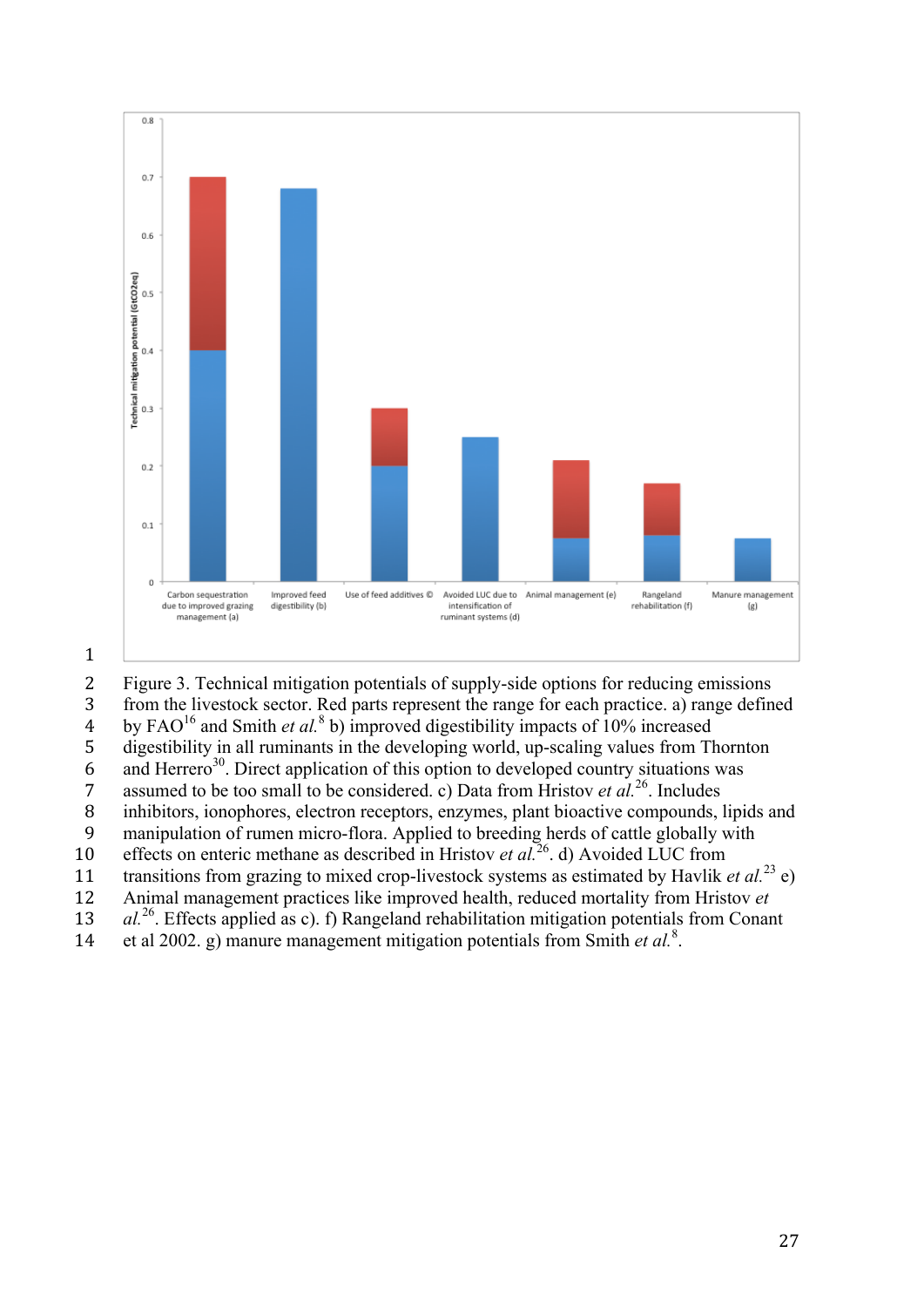Figure 3. Technical mitigation potentials of supply-side options for reducing emissions from the livestock sector. Red parts represent the range for each practice. a) range defined by FAO[16] and Smith *et al.*[8] b) improved digestibility impacts of 10% increased digestibility in all ruminants in the developing world, up-scaling values from Thornton and Herrero[30]. Direct application of this option to developed country situations was assumed to be too small to be considered. c) Data from Hristov *et al.*[26]. Includes inhibitors, ionophores, electron receptors, enzymes, plant bioactive compounds, lipids and manipulation of rumen micro-flora. Applied to breeding herds of cattle globally with effects on enteric methane as described in Hristov *et al.*[26]. d) Avoided LUC from transitions from grazing to mixed crop-livestock systems as estimated by Havlik *et al.*[23] e) Animal management practices like improved health, reduced mortality from Hristov *et al.*[26]. Effects applied as c). f) Rangeland rehabilitation mitigation potentials from Conant et al 2002. g) manure management mitigation potentials from Smith *et al.*[8].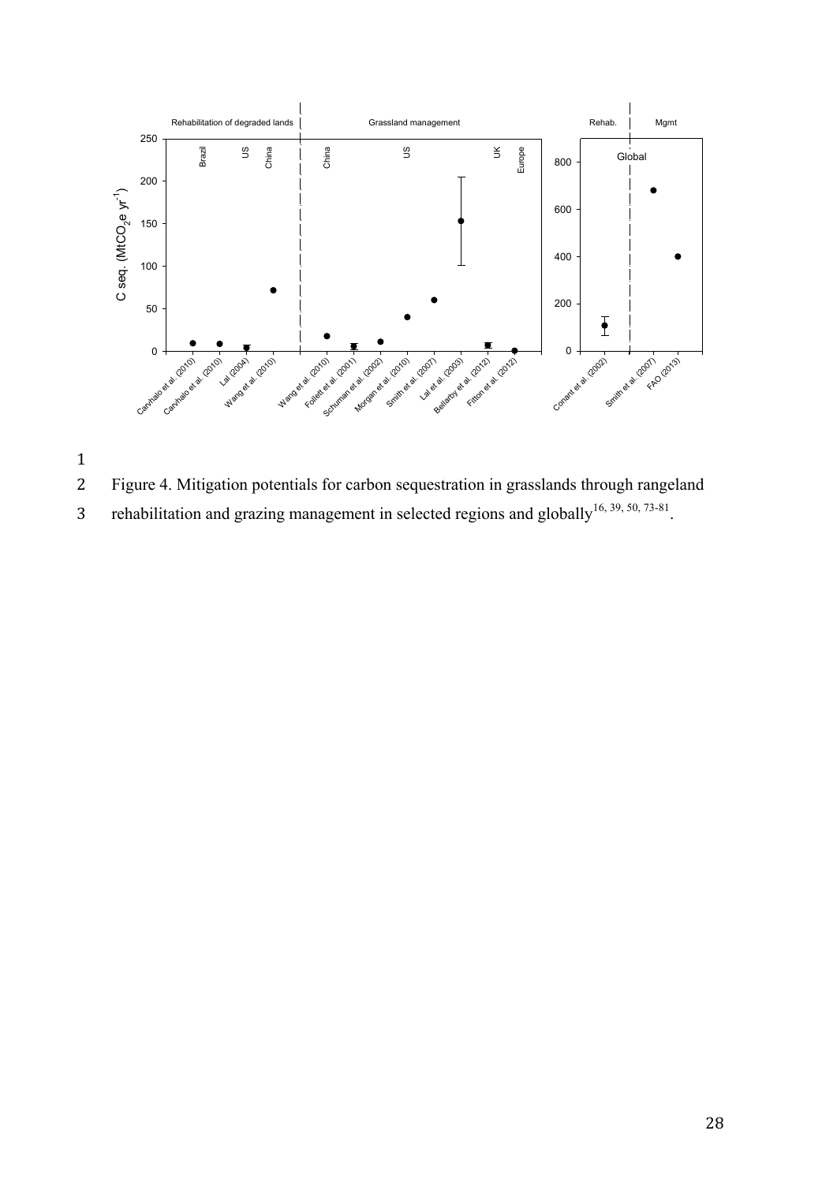Rehabilitation of degraded lands

Grassland management

Rehab.

Mgmt

C seq. ($MtCO_2e\ yr^{-1}$)

250

200

150

100

50

0

Brazil

US

China

China

US

UK

Europe

Carvhalo et al. (2010)

Carvhalo et al. (2010)

Lal (2004)

Wang et al. (2010)

Wang et al. (2010)

Follett et al. (2001)

Schuman et al. (2002)

Morgan et al. (2010)

Smith et al. (2007)

Lal et al. (2003)

Bellarby et al. (2012)

Fitton et al. (2012)

800

600

400

200

0

Global

Conant et al. (2002)

Smith et al. (2007)

FAO (2013)

Figure 4. Mitigation potentials for carbon sequestration in grasslands through rangeland rehabilitation and grazing management in selected regions and globally[16, 39, 50, 73-81].